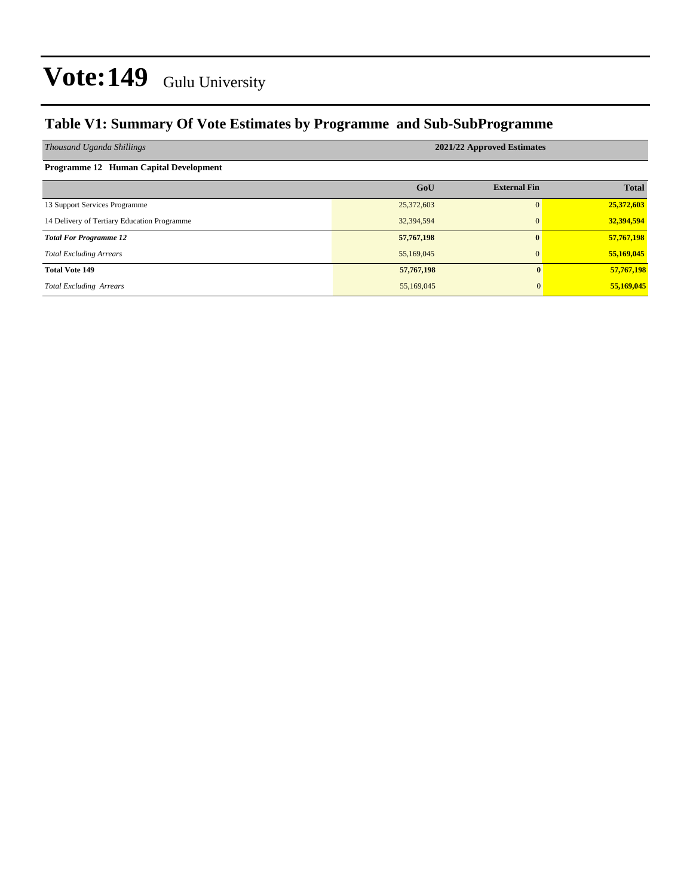# Vote:149 Gulu University

## Table V1: Summary Of Vote Estimates by Programme and Sub-SubProgramme

| *Thousand Uganda Shillings* | 2021/22 Approved Estimates | | |
|---|---|---|---|
| **Programme 12 Human Capital Development** | | | |
| | **GoU** | **External Fin** | **Total** |
| 13 Support Services Programme | 25,372,603 | 0 | **25,372,603** |
| 14 Delivery of Tertiary Education Programme | 32,394,594 | 0 | **32,394,594** |
| ***Total For Programme 12*** | **57,767,198** | **0** | **57,767,198** |
| *Total Excluding Arrears* | 55,169,045 | 0 | **55,169,045** |
| **Total Vote 149** | **57,767,198** | **0** | **57,767,198** |
| *Total Excluding Arrears* | 55,169,045 | 0 | **55,169,045** |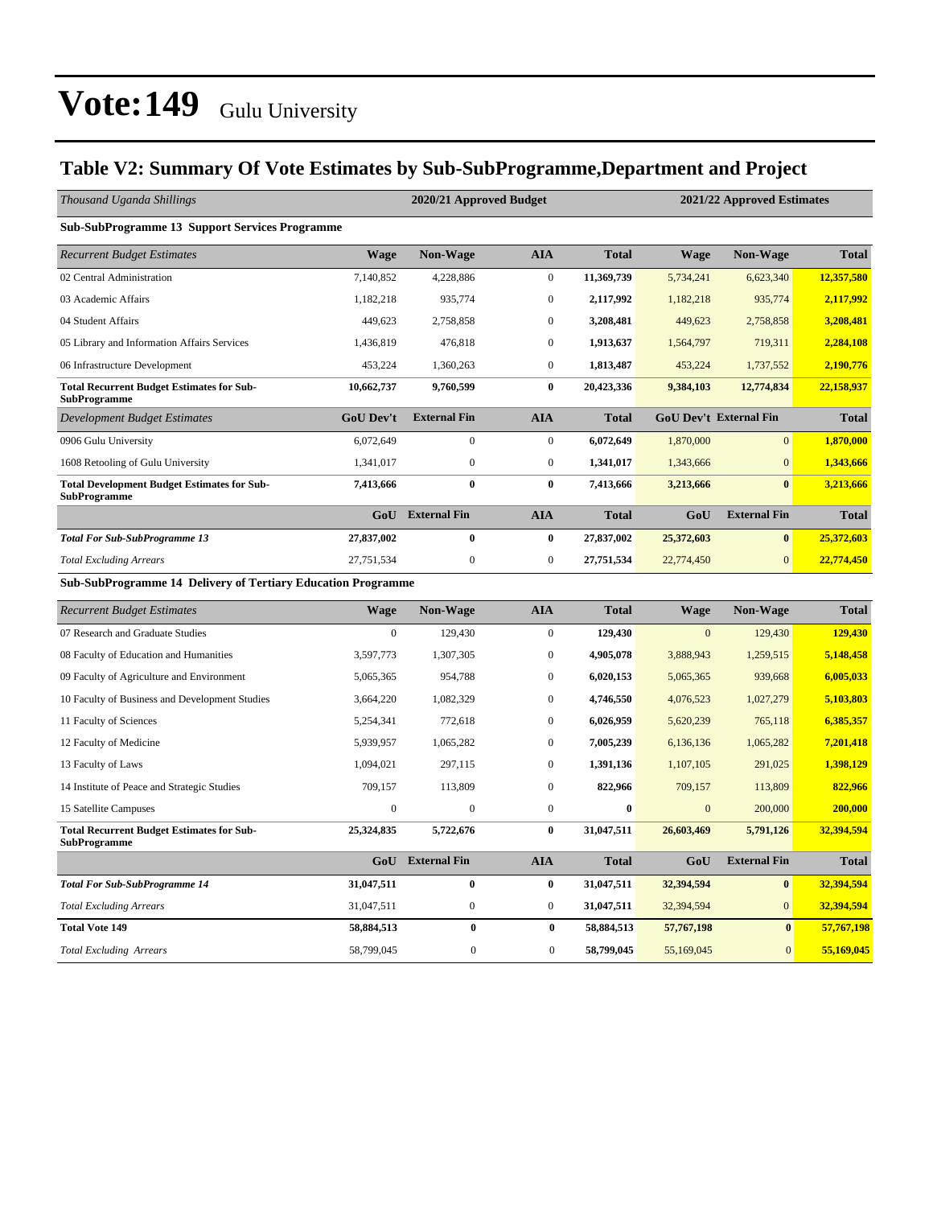# Vote:149 Gulu University

## Table V2: Summary Of Vote Estimates by Sub-SubProgramme,Department and Project

| *Thousand Uganda Shillings* | 2020/21 Approved Budget | | | | 2021/22 Approved Estimates | | |
|---|---|---|---|---|---|---|---|
| **Sub-SubProgramme 13 Support Services Programme** | | | | | | | |
| *Recurrent Budget Estimates* | **Wage** | **Non-Wage** | **AIA** | **Total** | **Wage** | **Non-Wage** | **Total** |
| 02 Central Administration | 7,140,852 | 4,228,886 | 0 | **11,369,739** | 5,734,241 | 6,623,340 | **12,357,580** |
| 03 Academic Affairs | 1,182,218 | 935,774 | 0 | **2,117,992** | 1,182,218 | 935,774 | **2,117,992** |
| 04 Student Affairs | 449,623 | 2,758,858 | 0 | **3,208,481** | 449,623 | 2,758,858 | **3,208,481** |
| 05 Library and Information Affairs Services | 1,436,819 | 476,818 | 0 | **1,913,637** | 1,564,797 | 719,311 | **2,284,108** |
| 06 Infrastructure Development | 453,224 | 1,360,263 | 0 | **1,813,487** | 453,224 | 1,737,552 | **2,190,776** |
| **Total Recurrent Budget Estimates for Sub-SubProgramme** | **10,662,737** | **9,760,599** | **0** | **20,423,336** | **9,384,103** | **12,774,834** | **22,158,937** |
| *Development Budget Estimates* | **GoU Dev't** | **External Fin** | **AIA** | **Total** | **GoU Dev't** | **External Fin** | **Total** |
| 0906 Gulu University | 6,072,649 | 0 | 0 | **6,072,649** | 1,870,000 | 0 | **1,870,000** |
| 1608 Retooling of Gulu University | 1,341,017 | 0 | 0 | **1,341,017** | 1,343,666 | 0 | **1,343,666** |
| **Total Development Budget Estimates for Sub-SubProgramme** | **7,413,666** | **0** | **0** | **7,413,666** | **3,213,666** | **0** | **3,213,666** |
| | **GoU** | **External Fin** | **AIA** | **Total** | **GoU** | **External Fin** | **Total** |
| ***Total For Sub-SubProgramme 13*** | **27,837,002** | **0** | **0** | **27,837,002** | **25,372,603** | **0** | **25,372,603** |
| *Total Excluding Arrears* | 27,751,534 | 0 | 0 | **27,751,534** | 22,774,450 | 0 | **22,774,450** |
| **Sub-SubProgramme 14 Delivery of Tertiary Education Programme** | | | | | | | |
| *Recurrent Budget Estimates* | **Wage** | **Non-Wage** | **AIA** | **Total** | **Wage** | **Non-Wage** | **Total** |
| 07 Research and Graduate Studies | 0 | 129,430 | 0 | **129,430** | 0 | 129,430 | **129,430** |
| 08 Faculty of Education and Humanities | 3,597,773 | 1,307,305 | 0 | **4,905,078** | 3,888,943 | 1,259,515 | **5,148,458** |
| 09 Faculty of Agriculture and Environment | 5,065,365 | 954,788 | 0 | **6,020,153** | 5,065,365 | 939,668 | **6,005,033** |
| 10 Faculty of Business and Development Studies | 3,664,220 | 1,082,329 | 0 | **4,746,550** | 4,076,523 | 1,027,279 | **5,103,803** |
| 11 Faculty of Sciences | 5,254,341 | 772,618 | 0 | **6,026,959** | 5,620,239 | 765,118 | **6,385,357** |
| 12 Faculty of Medicine | 5,939,957 | 1,065,282 | 0 | **7,005,239** | 6,136,136 | 1,065,282 | **7,201,418** |
| 13 Faculty of Laws | 1,094,021 | 297,115 | 0 | **1,391,136** | 1,107,105 | 291,025 | **1,398,129** |
| 14 Institute of Peace and Strategic Studies | 709,157 | 113,809 | 0 | **822,966** | 709,157 | 113,809 | **822,966** |
| 15 Satellite Campuses | 0 | 0 | 0 | **0** | 0 | 200,000 | **200,000** |
| **Total Recurrent Budget Estimates for Sub-SubProgramme** | **25,324,835** | **5,722,676** | **0** | **31,047,511** | **26,603,469** | **5,791,126** | **32,394,594** |
| | **GoU** | **External Fin** | **AIA** | **Total** | **GoU** | **External Fin** | **Total** |
| ***Total For Sub-SubProgramme 14*** | **31,047,511** | **0** | **0** | **31,047,511** | **32,394,594** | **0** | **32,394,594** |
| *Total Excluding Arrears* | 31,047,511 | 0 | 0 | **31,047,511** | 32,394,594 | 0 | **32,394,594** |
| **Total Vote 149** | **58,884,513** | **0** | **0** | **58,884,513** | **57,767,198** | **0** | **57,767,198** |
| *Total Excluding Arrears* | 58,799,045 | 0 | 0 | **58,799,045** | 55,169,045 | 0 | **55,169,045** |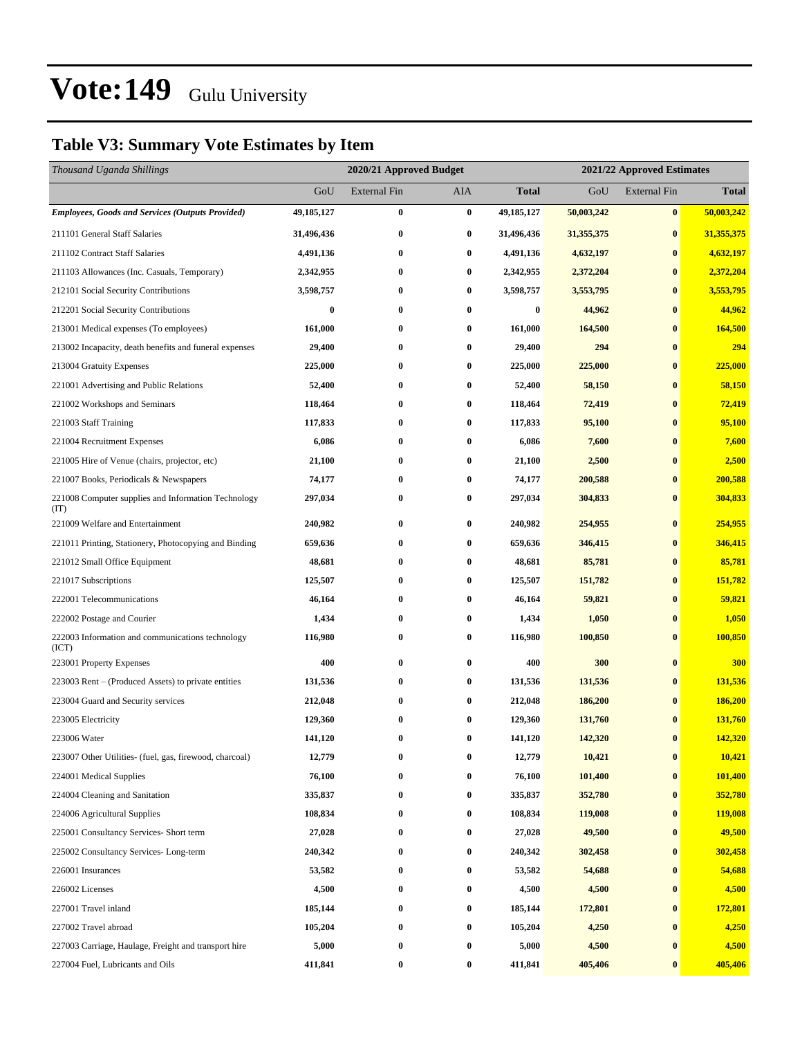# Vote:149 Gulu University

## Table V3: Summary Vote Estimates by Item

| *Thousand Uganda Shillings* | 2020/21 Approved Budget | | | | 2021/22 Approved Estimates | | |
|---|---|---|---|---|---|---|---|
| | GoU | External Fin | AIA | **Total** | GoU | External Fin | **Total** |
| ***Employees, Goods and Services (Outputs Provided)*** | **49,185,127** | **0** | **0** | **49,185,127** | **50,003,242** | **0** | **50,003,242** |
| 211101 General Staff Salaries | **31,496,436** | **0** | **0** | **31,496,436** | **31,355,375** | **0** | **31,355,375** |
| 211102 Contract Staff Salaries | **4,491,136** | **0** | **0** | **4,491,136** | **4,632,197** | **0** | **4,632,197** |
| 211103 Allowances (Inc. Casuals, Temporary) | **2,342,955** | **0** | **0** | **2,342,955** | **2,372,204** | **0** | **2,372,204** |
| 212101 Social Security Contributions | **3,598,757** | **0** | **0** | **3,598,757** | **3,553,795** | **0** | **3,553,795** |
| 212201 Social Security Contributions | **0** | **0** | **0** | **0** | **44,962** | **0** | **44,962** |
| 213001 Medical expenses (To employees) | **161,000** | **0** | **0** | **161,000** | **164,500** | **0** | **164,500** |
| 213002 Incapacity, death benefits and funeral expenses | **29,400** | **0** | **0** | **29,400** | **294** | **0** | **294** |
| 213004 Gratuity Expenses | **225,000** | **0** | **0** | **225,000** | **225,000** | **0** | **225,000** |
| 221001 Advertising and Public Relations | **52,400** | **0** | **0** | **52,400** | **58,150** | **0** | **58,150** |
| 221002 Workshops and Seminars | **118,464** | **0** | **0** | **118,464** | **72,419** | **0** | **72,419** |
| 221003 Staff Training | **117,833** | **0** | **0** | **117,833** | **95,100** | **0** | **95,100** |
| 221004 Recruitment Expenses | **6,086** | **0** | **0** | **6,086** | **7,600** | **0** | **7,600** |
| 221005 Hire of Venue (chairs, projector, etc) | **21,100** | **0** | **0** | **21,100** | **2,500** | **0** | **2,500** |
| 221007 Books, Periodicals & Newspapers | **74,177** | **0** | **0** | **74,177** | **200,588** | **0** | **200,588** |
| 221008 Computer supplies and Information Technology (IT) | **297,034** | **0** | **0** | **297,034** | **304,833** | **0** | **304,833** |
| 221009 Welfare and Entertainment | **240,982** | **0** | **0** | **240,982** | **254,955** | **0** | **254,955** |
| 221011 Printing, Stationery, Photocopying and Binding | **659,636** | **0** | **0** | **659,636** | **346,415** | **0** | **346,415** |
| 221012 Small Office Equipment | **48,681** | **0** | **0** | **48,681** | **85,781** | **0** | **85,781** |
| 221017 Subscriptions | **125,507** | **0** | **0** | **125,507** | **151,782** | **0** | **151,782** |
| 222001 Telecommunications | **46,164** | **0** | **0** | **46,164** | **59,821** | **0** | **59,821** |
| 222002 Postage and Courier | **1,434** | **0** | **0** | **1,434** | **1,050** | **0** | **1,050** |
| 222003 Information and communications technology (ICT) | **116,980** | **0** | **0** | **116,980** | **100,850** | **0** | **100,850** |
| 223001 Property Expenses | **400** | **0** | **0** | **400** | **300** | **0** | **300** |
| 223003 Rent – (Produced Assets) to private entities | **131,536** | **0** | **0** | **131,536** | **131,536** | **0** | **131,536** |
| 223004 Guard and Security services | **212,048** | **0** | **0** | **212,048** | **186,200** | **0** | **186,200** |
| 223005 Electricity | **129,360** | **0** | **0** | **129,360** | **131,760** | **0** | **131,760** |
| 223006 Water | **141,120** | **0** | **0** | **141,120** | **142,320** | **0** | **142,320** |
| 223007 Other Utilities- (fuel, gas, firewood, charcoal) | **12,779** | **0** | **0** | **12,779** | **10,421** | **0** | **10,421** |
| 224001 Medical Supplies | **76,100** | **0** | **0** | **76,100** | **101,400** | **0** | **101,400** |
| 224004 Cleaning and Sanitation | **335,837** | **0** | **0** | **335,837** | **352,780** | **0** | **352,780** |
| 224006 Agricultural Supplies | **108,834** | **0** | **0** | **108,834** | **119,008** | **0** | **119,008** |
| 225001 Consultancy Services- Short term | **27,028** | **0** | **0** | **27,028** | **49,500** | **0** | **49,500** |
| 225002 Consultancy Services- Long-term | **240,342** | **0** | **0** | **240,342** | **302,458** | **0** | **302,458** |
| 226001 Insurances | **53,582** | **0** | **0** | **53,582** | **54,688** | **0** | **54,688** |
| 226002 Licenses | **4,500** | **0** | **0** | **4,500** | **4,500** | **0** | **4,500** |
| 227001 Travel inland | **185,144** | **0** | **0** | **185,144** | **172,801** | **0** | **172,801** |
| 227002 Travel abroad | **105,204** | **0** | **0** | **105,204** | **4,250** | **0** | **4,250** |
| 227003 Carriage, Haulage, Freight and transport hire | **5,000** | **0** | **0** | **5,000** | **4,500** | **0** | **4,500** |
| 227004 Fuel, Lubricants and Oils | **411,841** | **0** | **0** | **411,841** | **405,406** | **0** | **405,406** |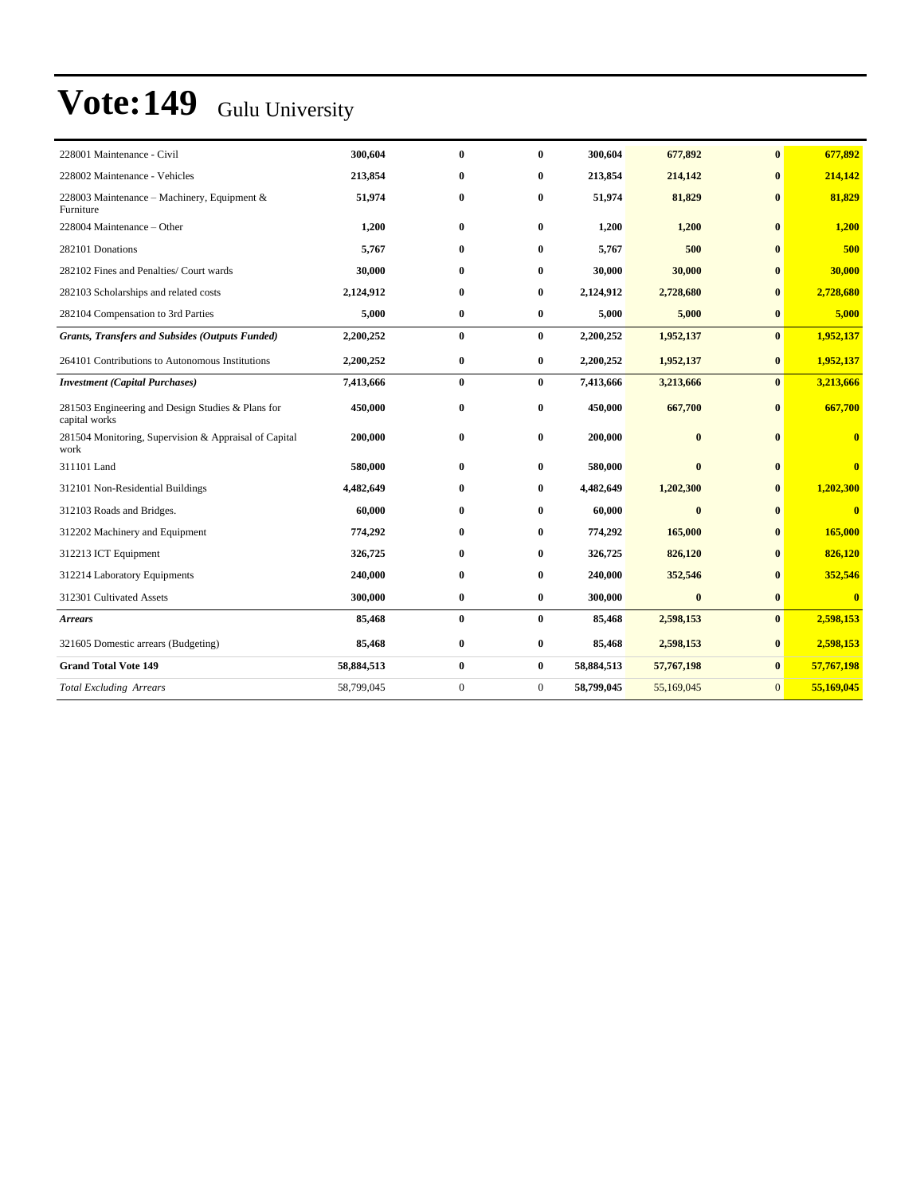# Vote:149 Gulu University

| | | | | | | | |
|---|---|---|---|---|---|---|---|
| 228001 Maintenance - Civil | **300,604** | **0** | **0** | **300,604** | **677,892** | **0** | **677,892** |
| 228002 Maintenance - Vehicles | **213,854** | **0** | **0** | **213,854** | **214,142** | **0** | **214,142** |
| 228003 Maintenance – Machinery, Equipment & Furniture | **51,974** | **0** | **0** | **51,974** | **81,829** | **0** | **81,829** |
| 228004 Maintenance – Other | **1,200** | **0** | **0** | **1,200** | **1,200** | **0** | **1,200** |
| 282101 Donations | **5,767** | **0** | **0** | **5,767** | **500** | **0** | **500** |
| 282102 Fines and Penalties/ Court wards | **30,000** | **0** | **0** | **30,000** | **30,000** | **0** | **30,000** |
| 282103 Scholarships and related costs | **2,124,912** | **0** | **0** | **2,124,912** | **2,728,680** | **0** | **2,728,680** |
| 282104 Compensation to 3rd Parties | **5,000** | **0** | **0** | **5,000** | **5,000** | **0** | **5,000** |
| ***Grants, Transfers and Subsides (Outputs Funded)*** | **2,200,252** | **0** | **0** | **2,200,252** | **1,952,137** | **0** | **1,952,137** |
| 264101 Contributions to Autonomous Institutions | **2,200,252** | **0** | **0** | **2,200,252** | **1,952,137** | **0** | **1,952,137** |
| ***Investment (Capital Purchases)*** | **7,413,666** | **0** | **0** | **7,413,666** | **3,213,666** | **0** | **3,213,666** |
| 281503 Engineering and Design Studies & Plans for capital works | **450,000** | **0** | **0** | **450,000** | **667,700** | **0** | **667,700** |
| 281504 Monitoring, Supervision & Appraisal of Capital work | **200,000** | **0** | **0** | **200,000** | **0** | **0** | **0** |
| 311101 Land | **580,000** | **0** | **0** | **580,000** | **0** | **0** | **0** |
| 312101 Non-Residential Buildings | **4,482,649** | **0** | **0** | **4,482,649** | **1,202,300** | **0** | **1,202,300** |
| 312103 Roads and Bridges. | **60,000** | **0** | **0** | **60,000** | **0** | **0** | **0** |
| 312202 Machinery and Equipment | **774,292** | **0** | **0** | **774,292** | **165,000** | **0** | **165,000** |
| 312213 ICT Equipment | **326,725** | **0** | **0** | **326,725** | **826,120** | **0** | **826,120** |
| 312214 Laboratory Equipments | **240,000** | **0** | **0** | **240,000** | **352,546** | **0** | **352,546** |
| 312301 Cultivated Assets | **300,000** | **0** | **0** | **300,000** | **0** | **0** | **0** |
| ***Arrears*** | **85,468** | **0** | **0** | **85,468** | **2,598,153** | **0** | **2,598,153** |
| 321605 Domestic arrears (Budgeting) | **85,468** | **0** | **0** | **85,468** | **2,598,153** | **0** | **2,598,153** |
| **Grand Total Vote 149** | **58,884,513** | **0** | **0** | **58,884,513** | **57,767,198** | **0** | **57,767,198** |
| *Total Excluding Arrears* | 58,799,045 | 0 | 0 | **58,799,045** | 55,169,045 | 0 | **55,169,045** |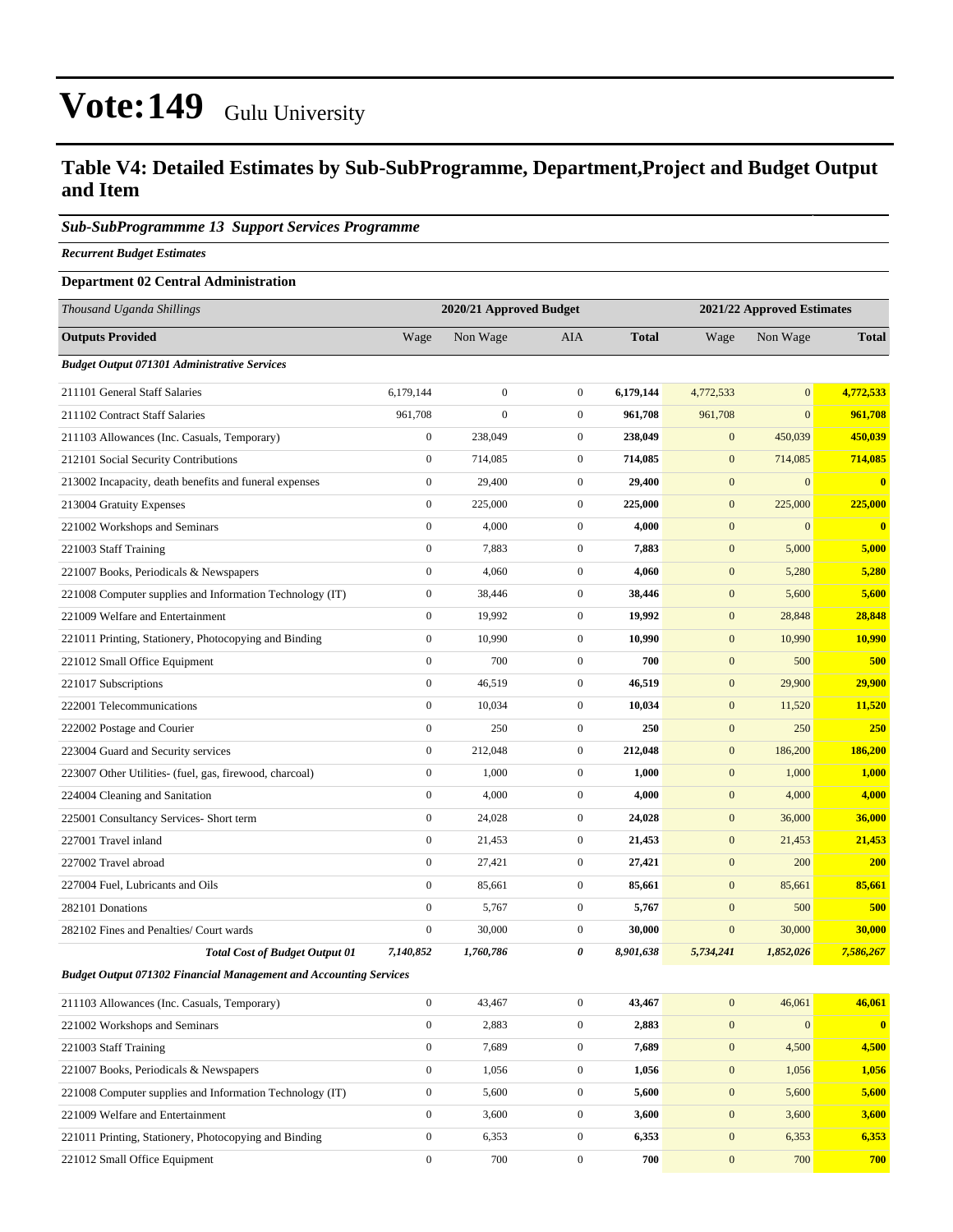# Vote:149 Gulu University

## Table V4: Detailed Estimates by Sub-SubProgramme, Department,Project and Budget Output and Item

### *Sub-SubProgrammme 13 Support Services Programme*

***Recurrent Budget Estimates***

**Department 02 Central Administration**

| *Thousand Uganda Shillings* | 2020/21 Approved Budget | | | | 2021/22 Approved Estimates | | |
|---|---|---|---|---|---|---|---|
| **Outputs Provided** | Wage | Non Wage | AIA | **Total** | Wage | Non Wage | **Total** |
| ***Budget Output 071301 Administrative Services*** | | | | | | | |
| 211101 General Staff Salaries | 6,179,144 | 0 | 0 | **6,179,144** | 4,772,533 | 0 | **4,772,533** |
| 211102 Contract Staff Salaries | 961,708 | 0 | 0 | **961,708** | 961,708 | 0 | **961,708** |
| 211103 Allowances (Inc. Casuals, Temporary) | 0 | 238,049 | 0 | **238,049** | 0 | 450,039 | **450,039** |
| 212101 Social Security Contributions | 0 | 714,085 | 0 | **714,085** | 0 | 714,085 | **714,085** |
| 213002 Incapacity, death benefits and funeral expenses | 0 | 29,400 | 0 | **29,400** | 0 | 0 | **0** |
| 213004 Gratuity Expenses | 0 | 225,000 | 0 | **225,000** | 0 | 225,000 | **225,000** |
| 221002 Workshops and Seminars | 0 | 4,000 | 0 | **4,000** | 0 | 0 | **0** |
| 221003 Staff Training | 0 | 7,883 | 0 | **7,883** | 0 | 5,000 | **5,000** |
| 221007 Books, Periodicals & Newspapers | 0 | 4,060 | 0 | **4,060** | 0 | 5,280 | **5,280** |
| 221008 Computer supplies and Information Technology (IT) | 0 | 38,446 | 0 | **38,446** | 0 | 5,600 | **5,600** |
| 221009 Welfare and Entertainment | 0 | 19,992 | 0 | **19,992** | 0 | 28,848 | **28,848** |
| 221011 Printing, Stationery, Photocopying and Binding | 0 | 10,990 | 0 | **10,990** | 0 | 10,990 | **10,990** |
| 221012 Small Office Equipment | 0 | 700 | 0 | **700** | 0 | 500 | **500** |
| 221017 Subscriptions | 0 | 46,519 | 0 | **46,519** | 0 | 29,900 | **29,900** |
| 222001 Telecommunications | 0 | 10,034 | 0 | **10,034** | 0 | 11,520 | **11,520** |
| 222002 Postage and Courier | 0 | 250 | 0 | **250** | 0 | 250 | **250** |
| 223004 Guard and Security services | 0 | 212,048 | 0 | **212,048** | 0 | 186,200 | **186,200** |
| 223007 Other Utilities- (fuel, gas, firewood, charcoal) | 0 | 1,000 | 0 | **1,000** | 0 | 1,000 | **1,000** |
| 224004 Cleaning and Sanitation | 0 | 4,000 | 0 | **4,000** | 0 | 4,000 | **4,000** |
| 225001 Consultancy Services- Short term | 0 | 24,028 | 0 | **24,028** | 0 | 36,000 | **36,000** |
| 227001 Travel inland | 0 | 21,453 | 0 | **21,453** | 0 | 21,453 | **21,453** |
| 227002 Travel abroad | 0 | 27,421 | 0 | **27,421** | 0 | 200 | **200** |
| 227004 Fuel, Lubricants and Oils | 0 | 85,661 | 0 | **85,661** | 0 | 85,661 | **85,661** |
| 282101 Donations | 0 | 5,767 | 0 | **5,767** | 0 | 500 | **500** |
| 282102 Fines and Penalties/ Court wards | 0 | 30,000 | 0 | **30,000** | 0 | 30,000 | **30,000** |
| ***Total Cost of Budget Output 01*** | ***7,140,852*** | ***1,760,786*** | ***0*** | ***8,901,638*** | ***5,734,241*** | ***1,852,026*** | ***7,586,267*** |
| ***Budget Output 071302 Financial Management and Accounting Services*** | | | | | | | |
| 211103 Allowances (Inc. Casuals, Temporary) | 0 | 43,467 | 0 | **43,467** | 0 | 46,061 | **46,061** |
| 221002 Workshops and Seminars | 0 | 2,883 | 0 | **2,883** | 0 | 0 | **0** |
| 221003 Staff Training | 0 | 7,689 | 0 | **7,689** | 0 | 4,500 | **4,500** |
| 221007 Books, Periodicals & Newspapers | 0 | 1,056 | 0 | **1,056** | 0 | 1,056 | **1,056** |
| 221008 Computer supplies and Information Technology (IT) | 0 | 5,600 | 0 | **5,600** | 0 | 5,600 | **5,600** |
| 221009 Welfare and Entertainment | 0 | 3,600 | 0 | **3,600** | 0 | 3,600 | **3,600** |
| 221011 Printing, Stationery, Photocopying and Binding | 0 | 6,353 | 0 | **6,353** | 0 | 6,353 | **6,353** |
| 221012 Small Office Equipment | 0 | 700 | 0 | **700** | 0 | 700 | **700** |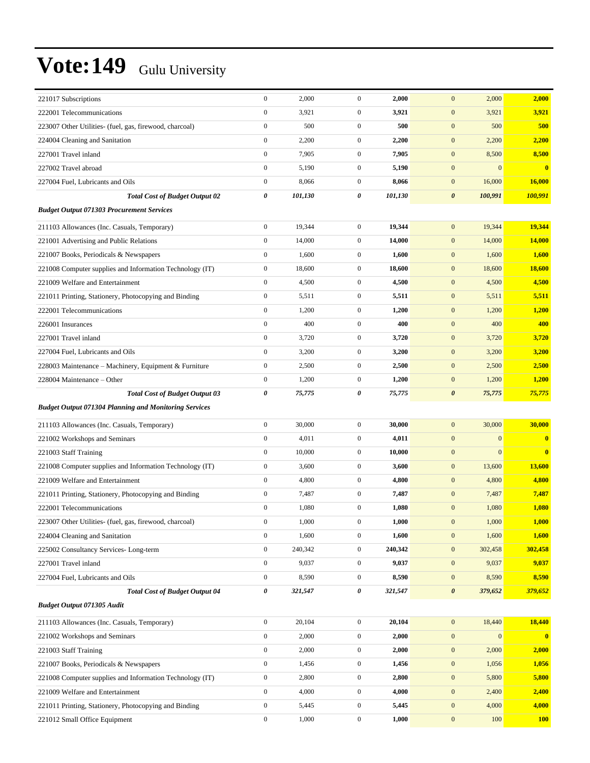# Vote:149 Gulu University

| | | | | | | | |
|---|---|---|---|---|---|---|---|
| 221017 Subscriptions | 0 | 2,000 | 0 | **2,000** | 0 | 2,000 | **2,000** |
| 222001 Telecommunications | 0 | 3,921 | 0 | **3,921** | 0 | 3,921 | **3,921** |
| 223007 Other Utilities- (fuel, gas, firewood, charcoal) | 0 | 500 | 0 | **500** | 0 | 500 | **500** |
| 224004 Cleaning and Sanitation | 0 | 2,200 | 0 | **2,200** | 0 | 2,200 | **2,200** |
| 227001 Travel inland | 0 | 7,905 | 0 | **7,905** | 0 | 8,500 | **8,500** |
| 227002 Travel abroad | 0 | 5,190 | 0 | **5,190** | 0 | 0 | **0** |
| 227004 Fuel, Lubricants and Oils | 0 | 8,066 | 0 | **8,066** | 0 | 16,000 | **16,000** |
| ***Total Cost of Budget Output 02*** | ***0*** | ***101,130*** | ***0*** | ***101,130*** | ***0*** | ***100,991*** | ***100,991*** |
| ***Budget Output 071303 Procurement Services*** | | | | | | | |
| 211103 Allowances (Inc. Casuals, Temporary) | 0 | 19,344 | 0 | **19,344** | 0 | 19,344 | **19,344** |
| 221001 Advertising and Public Relations | 0 | 14,000 | 0 | **14,000** | 0 | 14,000 | **14,000** |
| 221007 Books, Periodicals & Newspapers | 0 | 1,600 | 0 | **1,600** | 0 | 1,600 | **1,600** |
| 221008 Computer supplies and Information Technology (IT) | 0 | 18,600 | 0 | **18,600** | 0 | 18,600 | **18,600** |
| 221009 Welfare and Entertainment | 0 | 4,500 | 0 | **4,500** | 0 | 4,500 | **4,500** |
| 221011 Printing, Stationery, Photocopying and Binding | 0 | 5,511 | 0 | **5,511** | 0 | 5,511 | **5,511** |
| 222001 Telecommunications | 0 | 1,200 | 0 | **1,200** | 0 | 1,200 | **1,200** |
| 226001 Insurances | 0 | 400 | 0 | **400** | 0 | 400 | **400** |
| 227001 Travel inland | 0 | 3,720 | 0 | **3,720** | 0 | 3,720 | **3,720** |
| 227004 Fuel, Lubricants and Oils | 0 | 3,200 | 0 | **3,200** | 0 | 3,200 | **3,200** |
| 228003 Maintenance – Machinery, Equipment & Furniture | 0 | 2,500 | 0 | **2,500** | 0 | 2,500 | **2,500** |
| 228004 Maintenance – Other | 0 | 1,200 | 0 | **1,200** | 0 | 1,200 | **1,200** |
| ***Total Cost of Budget Output 03*** | ***0*** | ***75,775*** | ***0*** | ***75,775*** | ***0*** | ***75,775*** | ***75,775*** |
| ***Budget Output 071304 Planning and Monitoring Services*** | | | | | | | |
| 211103 Allowances (Inc. Casuals, Temporary) | 0 | 30,000 | 0 | **30,000** | 0 | 30,000 | **30,000** |
| 221002 Workshops and Seminars | 0 | 4,011 | 0 | **4,011** | 0 | 0 | **0** |
| 221003 Staff Training | 0 | 10,000 | 0 | **10,000** | 0 | 0 | **0** |
| 221008 Computer supplies and Information Technology (IT) | 0 | 3,600 | 0 | **3,600** | 0 | 13,600 | **13,600** |
| 221009 Welfare and Entertainment | 0 | 4,800 | 0 | **4,800** | 0 | 4,800 | **4,800** |
| 221011 Printing, Stationery, Photocopying and Binding | 0 | 7,487 | 0 | **7,487** | 0 | 7,487 | **7,487** |
| 222001 Telecommunications | 0 | 1,080 | 0 | **1,080** | 0 | 1,080 | **1,080** |
| 223007 Other Utilities- (fuel, gas, firewood, charcoal) | 0 | 1,000 | 0 | **1,000** | 0 | 1,000 | **1,000** |
| 224004 Cleaning and Sanitation | 0 | 1,600 | 0 | **1,600** | 0 | 1,600 | **1,600** |
| 225002 Consultancy Services- Long-term | 0 | 240,342 | 0 | **240,342** | 0 | 302,458 | **302,458** |
| 227001 Travel inland | 0 | 9,037 | 0 | **9,037** | 0 | 9,037 | **9,037** |
| 227004 Fuel, Lubricants and Oils | 0 | 8,590 | 0 | **8,590** | 0 | 8,590 | **8,590** |
| ***Total Cost of Budget Output 04*** | ***0*** | ***321,547*** | ***0*** | ***321,547*** | ***0*** | ***379,652*** | ***379,652*** |
| ***Budget Output 071305 Audit*** | | | | | | | |
| 211103 Allowances (Inc. Casuals, Temporary) | 0 | 20,104 | 0 | **20,104** | 0 | 18,440 | **18,440** |
| 221002 Workshops and Seminars | 0 | 2,000 | 0 | **2,000** | 0 | 0 | **0** |
| 221003 Staff Training | 0 | 2,000 | 0 | **2,000** | 0 | 2,000 | **2,000** |
| 221007 Books, Periodicals & Newspapers | 0 | 1,456 | 0 | **1,456** | 0 | 1,056 | **1,056** |
| 221008 Computer supplies and Information Technology (IT) | 0 | 2,800 | 0 | **2,800** | 0 | 5,800 | **5,800** |
| 221009 Welfare and Entertainment | 0 | 4,000 | 0 | **4,000** | 0 | 2,400 | **2,400** |
| 221011 Printing, Stationery, Photocopying and Binding | 0 | 5,445 | 0 | **5,445** | 0 | 4,000 | **4,000** |
| 221012 Small Office Equipment | 0 | 1,000 | 0 | **1,000** | 0 | 100 | **100** |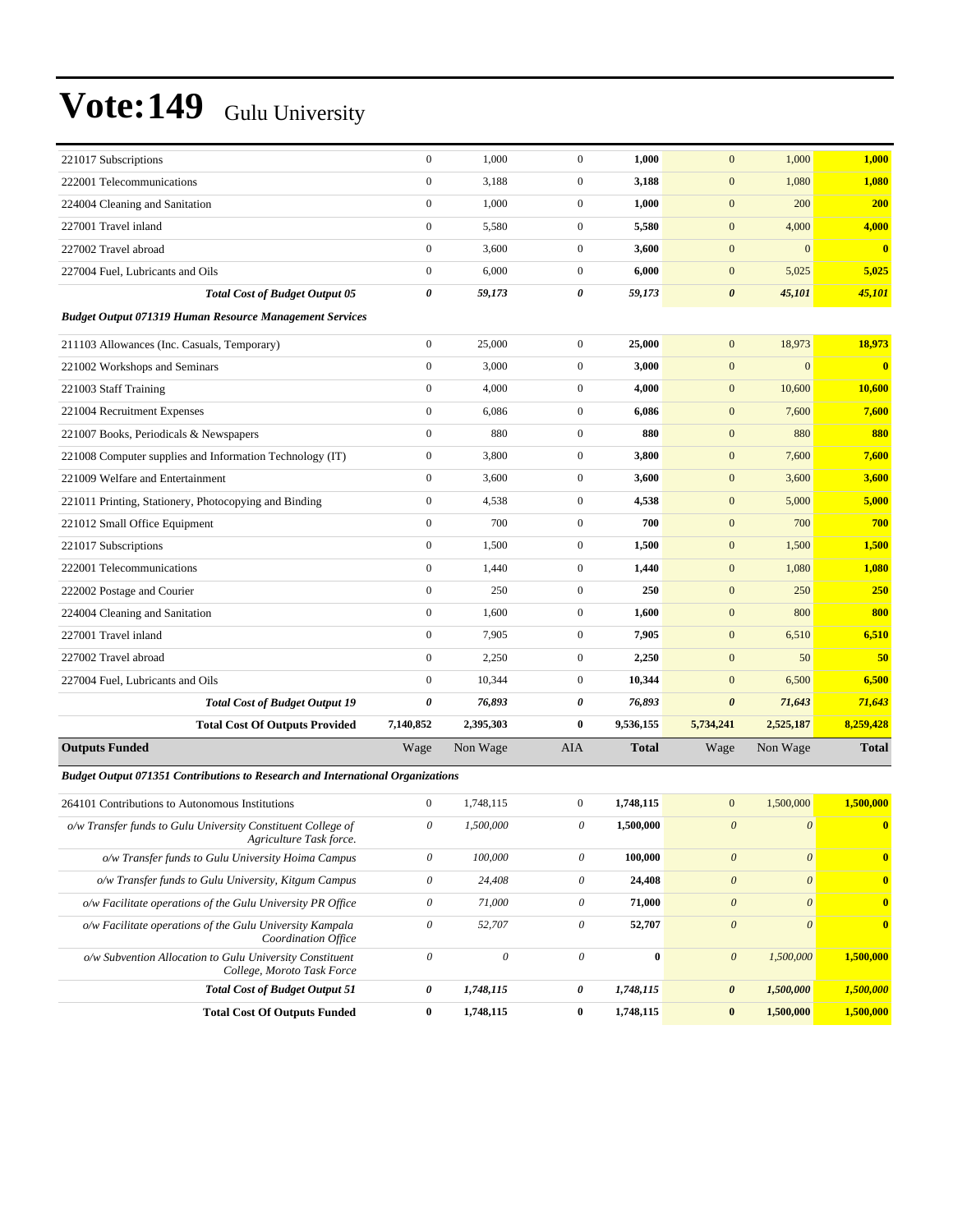# Vote:149 Gulu University

| | | | | | | | |
|---|---|---|---|---|---|---|---|
| 221017 Subscriptions | 0 | 1,000 | 0 | **1,000** | 0 | 1,000 | **1,000** |
| 222001 Telecommunications | 0 | 3,188 | 0 | **3,188** | 0 | 1,080 | **1,080** |
| 224004 Cleaning and Sanitation | 0 | 1,000 | 0 | **1,000** | 0 | 200 | **200** |
| 227001 Travel inland | 0 | 5,580 | 0 | **5,580** | 0 | 4,000 | **4,000** |
| 227002 Travel abroad | 0 | 3,600 | 0 | **3,600** | 0 | 0 | **0** |
| 227004 Fuel, Lubricants and Oils | 0 | 6,000 | 0 | **6,000** | 0 | 5,025 | **5,025** |
| ***Total Cost of Budget Output 05*** | ***0*** | ***59,173*** | ***0*** | ***59,173*** | ***0*** | ***45,101*** | ***45,101*** |
| ***Budget Output 071319 Human Resource Management Services*** | | | | | | | |
| 211103 Allowances (Inc. Casuals, Temporary) | 0 | 25,000 | 0 | **25,000** | 0 | 18,973 | **18,973** |
| 221002 Workshops and Seminars | 0 | 3,000 | 0 | **3,000** | 0 | 0 | **0** |
| 221003 Staff Training | 0 | 4,000 | 0 | **4,000** | 0 | 10,600 | **10,600** |
| 221004 Recruitment Expenses | 0 | 6,086 | 0 | **6,086** | 0 | 7,600 | **7,600** |
| 221007 Books, Periodicals & Newspapers | 0 | 880 | 0 | **880** | 0 | 880 | **880** |
| 221008 Computer supplies and Information Technology (IT) | 0 | 3,800 | 0 | **3,800** | 0 | 7,600 | **7,600** |
| 221009 Welfare and Entertainment | 0 | 3,600 | 0 | **3,600** | 0 | 3,600 | **3,600** |
| 221011 Printing, Stationery, Photocopying and Binding | 0 | 4,538 | 0 | **4,538** | 0 | 5,000 | **5,000** |
| 221012 Small Office Equipment | 0 | 700 | 0 | **700** | 0 | 700 | **700** |
| 221017 Subscriptions | 0 | 1,500 | 0 | **1,500** | 0 | 1,500 | **1,500** |
| 222001 Telecommunications | 0 | 1,440 | 0 | **1,440** | 0 | 1,080 | **1,080** |
| 222002 Postage and Courier | 0 | 250 | 0 | **250** | 0 | 250 | **250** |
| 224004 Cleaning and Sanitation | 0 | 1,600 | 0 | **1,600** | 0 | 800 | **800** |
| 227001 Travel inland | 0 | 7,905 | 0 | **7,905** | 0 | 6,510 | **6,510** |
| 227002 Travel abroad | 0 | 2,250 | 0 | **2,250** | 0 | 50 | **50** |
| 227004 Fuel, Lubricants and Oils | 0 | 10,344 | 0 | **10,344** | 0 | 6,500 | **6,500** |
| ***Total Cost of Budget Output 19*** | ***0*** | ***76,893*** | ***0*** | ***76,893*** | ***0*** | ***71,643*** | ***71,643*** |
| **Total Cost Of Outputs Provided** | **7,140,852** | **2,395,303** | **0** | **9,536,155** | **5,734,241** | **2,525,187** | **8,259,428** |
| **Outputs Funded** | Wage | Non Wage | AIA | **Total** | Wage | Non Wage | **Total** |
| ***Budget Output 071351 Contributions to Research and International Organizations*** | | | | | | | |
| 264101 Contributions to Autonomous Institutions | 0 | 1,748,115 | 0 | **1,748,115** | 0 | 1,500,000 | **1,500,000** |
| *o/w Transfer funds to Gulu University Constituent College of Agriculture Task force.* | *0* | *1,500,000* | *0* | **1,500,000** | *0* | *0* | **0** |
| *o/w Transfer funds to Gulu University Hoima Campus* | *0* | *100,000* | *0* | **100,000** | *0* | *0* | **0** |
| *o/w Transfer funds to Gulu University, Kitgum Campus* | *0* | *24,408* | *0* | **24,408** | *0* | *0* | **0** |
| *o/w Facilitate operations of the Gulu University PR Office* | *0* | *71,000* | *0* | **71,000** | *0* | *0* | **0** |
| *o/w Facilitate operations of the Gulu University Kampala Coordination Office* | *0* | *52,707* | *0* | **52,707** | *0* | *0* | **0** |
| *o/w Subvention Allocation to Gulu University Constituent College, Moroto Task Force* | *0* | *0* | *0* | **0** | *0* | *1,500,000* | **1,500,000** |
| ***Total Cost of Budget Output 51*** | ***0*** | ***1,748,115*** | ***0*** | ***1,748,115*** | ***0*** | ***1,500,000*** | ***1,500,000*** |
| **Total Cost Of Outputs Funded** | **0** | **1,748,115** | **0** | **1,748,115** | **0** | **1,500,000** | **1,500,000** |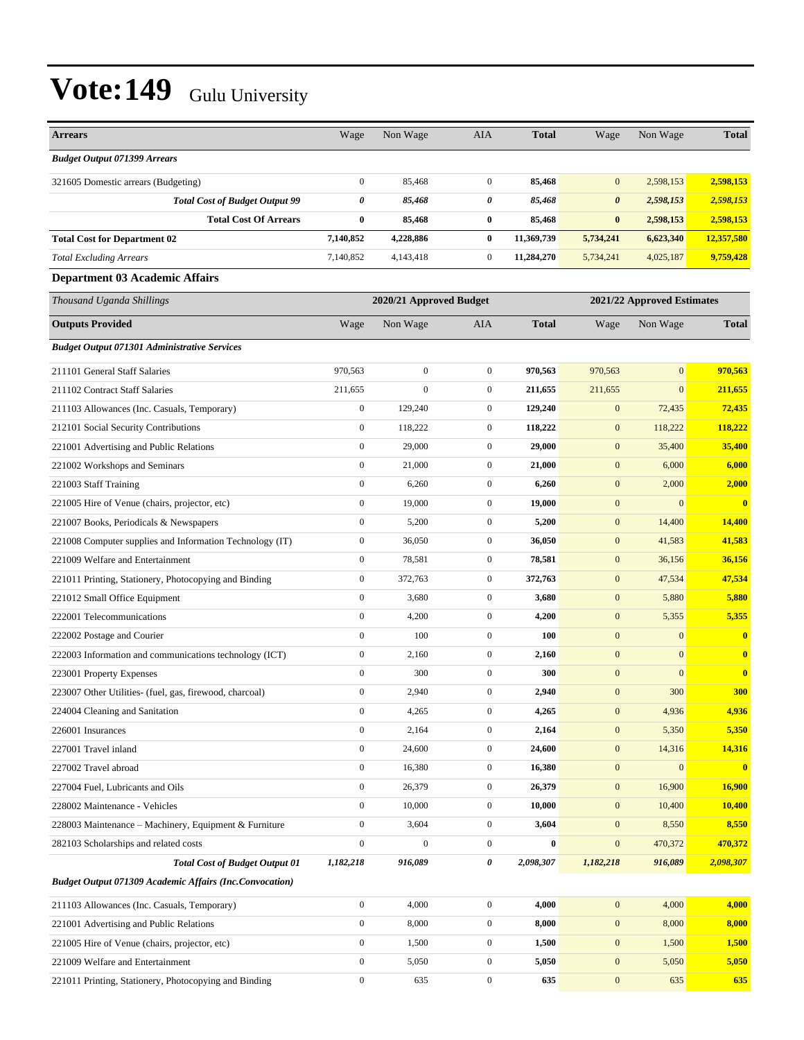# Vote:149 Gulu University

| Arrears | Wage | Non Wage | AIA | Total | Wage | Non Wage | Total |
|---|---|---|---|---|---|---|---|
| ***Budget Output 071399 Arrears*** | | | | | | | |
| 321605 Domestic arrears (Budgeting) | 0 | 85,468 | 0 | **85,468** | 0 | 2,598,153 | **2,598,153** |
| ***Total Cost of Budget Output 99*** | ***0*** | ***85,468*** | ***0*** | ***85,468*** | ***0*** | ***2,598,153*** | ***2,598,153*** |
| **Total Cost Of Arrears** | **0** | **85,468** | **0** | **85,468** | **0** | **2,598,153** | **2,598,153** |
| **Total Cost for Department 02** | **7,140,852** | **4,228,886** | **0** | **11,369,739** | **5,734,241** | **6,623,340** | **12,357,580** |
| *Total Excluding Arrears* | 7,140,852 | 4,143,418 | 0 | **11,284,270** | 5,734,241 | 4,025,187 | **9,759,428** |

### Department 03 Academic Affairs

| *Thousand Uganda Shillings* | 2020/21 Approved Budget | | | | 2021/22 Approved Estimates | | |
|---|---|---|---|---|---|---|---|
| **Outputs Provided** | Wage | Non Wage | AIA | **Total** | Wage | Non Wage | **Total** |
| ***Budget Output 071301 Administrative Services*** | | | | | | | |
| 211101 General Staff Salaries | 970,563 | 0 | 0 | **970,563** | 970,563 | 0 | **970,563** |
| 211102 Contract Staff Salaries | 211,655 | 0 | 0 | **211,655** | 211,655 | 0 | **211,655** |
| 211103 Allowances (Inc. Casuals, Temporary) | 0 | 129,240 | 0 | **129,240** | 0 | 72,435 | **72,435** |
| 212101 Social Security Contributions | 0 | 118,222 | 0 | **118,222** | 0 | 118,222 | **118,222** |
| 221001 Advertising and Public Relations | 0 | 29,000 | 0 | **29,000** | 0 | 35,400 | **35,400** |
| 221002 Workshops and Seminars | 0 | 21,000 | 0 | **21,000** | 0 | 6,000 | **6,000** |
| 221003 Staff Training | 0 | 6,260 | 0 | **6,260** | 0 | 2,000 | **2,000** |
| 221005 Hire of Venue (chairs, projector, etc) | 0 | 19,000 | 0 | **19,000** | 0 | 0 | **0** |
| 221007 Books, Periodicals & Newspapers | 0 | 5,200 | 0 | **5,200** | 0 | 14,400 | **14,400** |
| 221008 Computer supplies and Information Technology (IT) | 0 | 36,050 | 0 | **36,050** | 0 | 41,583 | **41,583** |
| 221009 Welfare and Entertainment | 0 | 78,581 | 0 | **78,581** | 0 | 36,156 | **36,156** |
| 221011 Printing, Stationery, Photocopying and Binding | 0 | 372,763 | 0 | **372,763** | 0 | 47,534 | **47,534** |
| 221012 Small Office Equipment | 0 | 3,680 | 0 | **3,680** | 0 | 5,880 | **5,880** |
| 222001 Telecommunications | 0 | 4,200 | 0 | **4,200** | 0 | 5,355 | **5,355** |
| 222002 Postage and Courier | 0 | 100 | 0 | **100** | 0 | 0 | **0** |
| 222003 Information and communications technology (ICT) | 0 | 2,160 | 0 | **2,160** | 0 | 0 | **0** |
| 223001 Property Expenses | 0 | 300 | 0 | **300** | 0 | 0 | **0** |
| 223007 Other Utilities- (fuel, gas, firewood, charcoal) | 0 | 2,940 | 0 | **2,940** | 0 | 300 | **300** |
| 224004 Cleaning and Sanitation | 0 | 4,265 | 0 | **4,265** | 0 | 4,936 | **4,936** |
| 226001 Insurances | 0 | 2,164 | 0 | **2,164** | 0 | 5,350 | **5,350** |
| 227001 Travel inland | 0 | 24,600 | 0 | **24,600** | 0 | 14,316 | **14,316** |
| 227002 Travel abroad | 0 | 16,380 | 0 | **16,380** | 0 | 0 | **0** |
| 227004 Fuel, Lubricants and Oils | 0 | 26,379 | 0 | **26,379** | 0 | 16,900 | **16,900** |
| 228002 Maintenance - Vehicles | 0 | 10,000 | 0 | **10,000** | 0 | 10,400 | **10,400** |
| 228003 Maintenance – Machinery, Equipment & Furniture | 0 | 3,604 | 0 | **3,604** | 0 | 8,550 | **8,550** |
| 282103 Scholarships and related costs | 0 | 0 | 0 | **0** | 0 | 470,372 | **470,372** |
| ***Total Cost of Budget Output 01*** | ***1,182,218*** | ***916,089*** | ***0*** | ***2,098,307*** | ***1,182,218*** | ***916,089*** | ***2,098,307*** |
| ***Budget Output 071309 Academic Affairs (Inc.Convocation)*** | | | | | | | |
| 211103 Allowances (Inc. Casuals, Temporary) | 0 | 4,000 | 0 | **4,000** | 0 | 4,000 | **4,000** |
| 221001 Advertising and Public Relations | 0 | 8,000 | 0 | **8,000** | 0 | 8,000 | **8,000** |
| 221005 Hire of Venue (chairs, projector, etc) | 0 | 1,500 | 0 | **1,500** | 0 | 1,500 | **1,500** |
| 221009 Welfare and Entertainment | 0 | 5,050 | 0 | **5,050** | 0 | 5,050 | **5,050** |
| 221011 Printing, Stationery, Photocopying and Binding | 0 | 635 | 0 | **635** | 0 | 635 | **635** |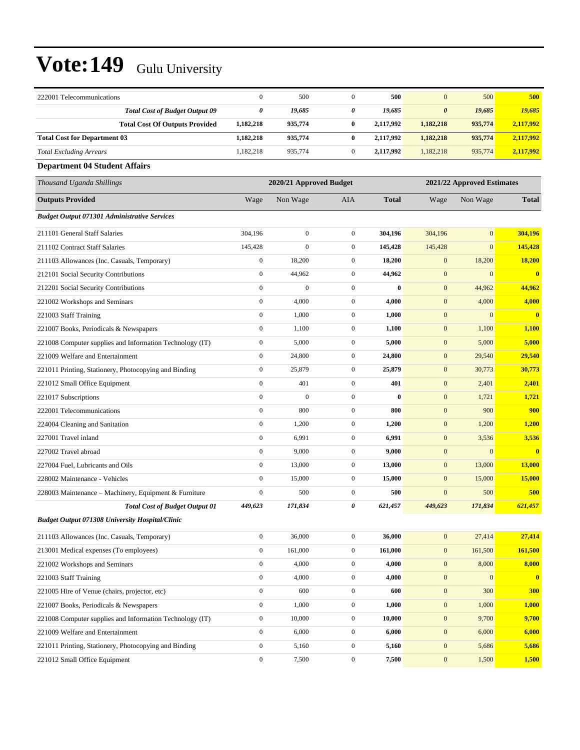# Vote:149 Gulu University

| | | | | | | | |
|---|---|---|---|---|---|---|---|
| 222001 Telecommunications | 0 | 500 | 0 | **500** | 0 | 500 | **500** |
| ***Total Cost of Budget Output 09*** | ***0*** | ***19,685*** | ***0*** | ***19,685*** | ***0*** | ***19,685*** | ***19,685*** |
| **Total Cost Of Outputs Provided** | **1,182,218** | **935,774** | **0** | **2,117,992** | **1,182,218** | **935,774** | **2,117,992** |
| **Total Cost for Department 03** | **1,182,218** | **935,774** | **0** | **2,117,992** | **1,182,218** | **935,774** | **2,117,992** |
| *Total Excluding Arrears* | 1,182,218 | 935,774 | 0 | **2,117,992** | 1,182,218 | 935,774 | **2,117,992** |

### Department 04 Student Affairs

| *Thousand Uganda Shillings* | 2020/21 Approved Budget | | | | 2021/22 Approved Estimates | | |
|---|---|---|---|---|---|---|---|
| **Outputs Provided** | Wage | Non Wage | AIA | **Total** | Wage | Non Wage | **Total** |
| ***Budget Output 071301 Administrative Services*** | | | | | | | |
| 211101 General Staff Salaries | 304,196 | 0 | 0 | **304,196** | 304,196 | 0 | **304,196** |
| 211102 Contract Staff Salaries | 145,428 | 0 | 0 | **145,428** | 145,428 | 0 | **145,428** |
| 211103 Allowances (Inc. Casuals, Temporary) | 0 | 18,200 | 0 | **18,200** | 0 | 18,200 | **18,200** |
| 212101 Social Security Contributions | 0 | 44,962 | 0 | **44,962** | 0 | 0 | **0** |
| 212201 Social Security Contributions | 0 | 0 | 0 | **0** | 0 | 44,962 | **44,962** |
| 221002 Workshops and Seminars | 0 | 4,000 | 0 | **4,000** | 0 | 4,000 | **4,000** |
| 221003 Staff Training | 0 | 1,000 | 0 | **1,000** | 0 | 0 | **0** |
| 221007 Books, Periodicals & Newspapers | 0 | 1,100 | 0 | **1,100** | 0 | 1,100 | **1,100** |
| 221008 Computer supplies and Information Technology (IT) | 0 | 5,000 | 0 | **5,000** | 0 | 5,000 | **5,000** |
| 221009 Welfare and Entertainment | 0 | 24,800 | 0 | **24,800** | 0 | 29,540 | **29,540** |
| 221011 Printing, Stationery, Photocopying and Binding | 0 | 25,879 | 0 | **25,879** | 0 | 30,773 | **30,773** |
| 221012 Small Office Equipment | 0 | 401 | 0 | **401** | 0 | 2,401 | **2,401** |
| 221017 Subscriptions | 0 | 0 | 0 | **0** | 0 | 1,721 | **1,721** |
| 222001 Telecommunications | 0 | 800 | 0 | **800** | 0 | 900 | **900** |
| 224004 Cleaning and Sanitation | 0 | 1,200 | 0 | **1,200** | 0 | 1,200 | **1,200** |
| 227001 Travel inland | 0 | 6,991 | 0 | **6,991** | 0 | 3,536 | **3,536** |
| 227002 Travel abroad | 0 | 9,000 | 0 | **9,000** | 0 | 0 | **0** |
| 227004 Fuel, Lubricants and Oils | 0 | 13,000 | 0 | **13,000** | 0 | 13,000 | **13,000** |
| 228002 Maintenance - Vehicles | 0 | 15,000 | 0 | **15,000** | 0 | 15,000 | **15,000** |
| 228003 Maintenance – Machinery, Equipment & Furniture | 0 | 500 | 0 | **500** | 0 | 500 | **500** |
| ***Total Cost of Budget Output 01*** | ***449,623*** | ***171,834*** | ***0*** | ***621,457*** | ***449,623*** | ***171,834*** | ***621,457*** |
| ***Budget Output 071308 University Hospital/Clinic*** | | | | | | | |
| 211103 Allowances (Inc. Casuals, Temporary) | 0 | 36,000 | 0 | **36,000** | 0 | 27,414 | **27,414** |
| 213001 Medical expenses (To employees) | 0 | 161,000 | 0 | **161,000** | 0 | 161,500 | **161,500** |
| 221002 Workshops and Seminars | 0 | 4,000 | 0 | **4,000** | 0 | 8,000 | **8,000** |
| 221003 Staff Training | 0 | 4,000 | 0 | **4,000** | 0 | 0 | **0** |
| 221005 Hire of Venue (chairs, projector, etc) | 0 | 600 | 0 | **600** | 0 | 300 | **300** |
| 221007 Books, Periodicals & Newspapers | 0 | 1,000 | 0 | **1,000** | 0 | 1,000 | **1,000** |
| 221008 Computer supplies and Information Technology (IT) | 0 | 10,000 | 0 | **10,000** | 0 | 9,700 | **9,700** |
| 221009 Welfare and Entertainment | 0 | 6,000 | 0 | **6,000** | 0 | 6,000 | **6,000** |
| 221011 Printing, Stationery, Photocopying and Binding | 0 | 5,160 | 0 | **5,160** | 0 | 5,686 | **5,686** |
| 221012 Small Office Equipment | 0 | 7,500 | 0 | **7,500** | 0 | 1,500 | **1,500** |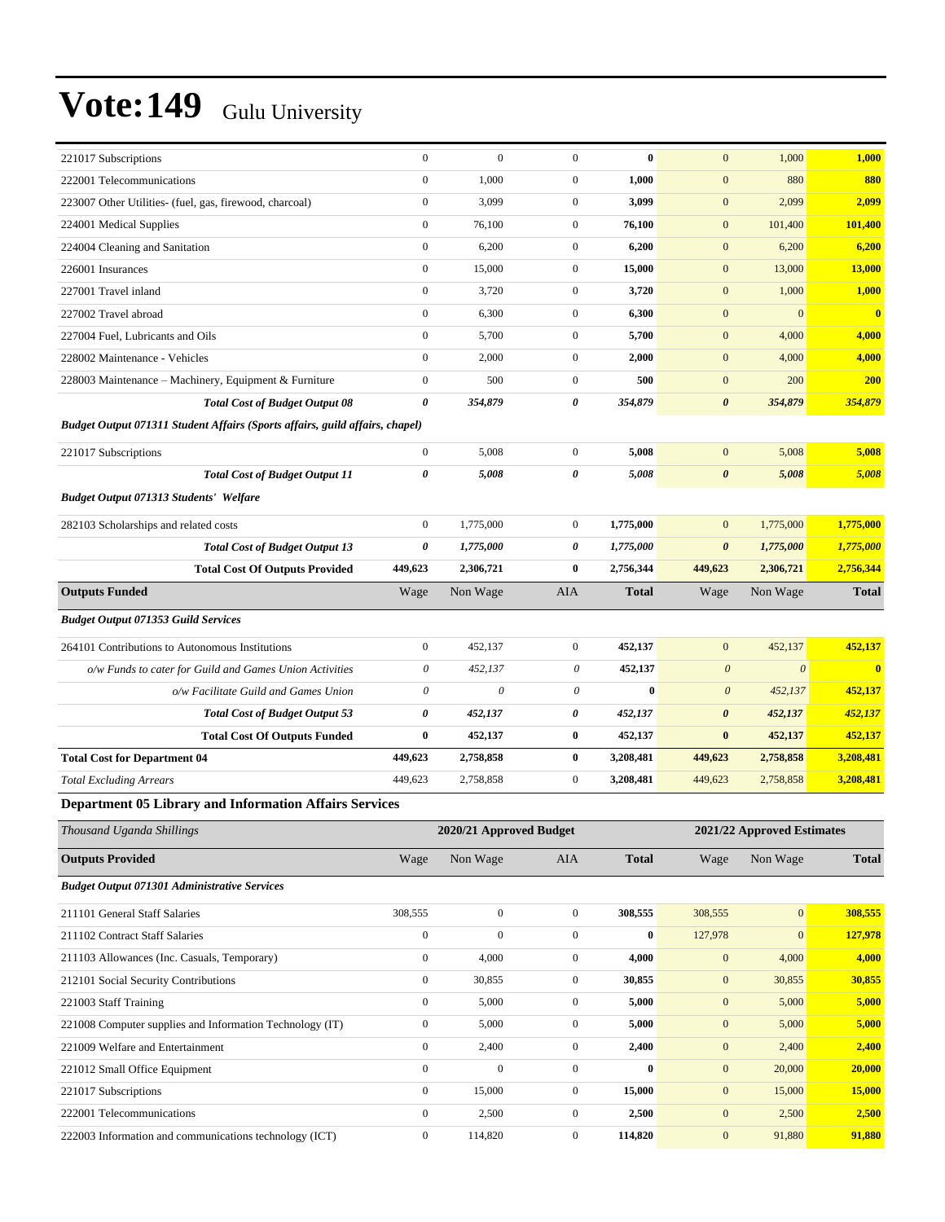# Vote:149 Gulu University

| | | | | | | | |
|---|---|---|---|---|---|---|---|
| 221017 Subscriptions | 0 | 0 | 0 | **0** | 0 | 1,000 | **1,000** |
| 222001 Telecommunications | 0 | 1,000 | 0 | **1,000** | 0 | 880 | **880** |
| 223007 Other Utilities- (fuel, gas, firewood, charcoal) | 0 | 3,099 | 0 | **3,099** | 0 | 2,099 | **2,099** |
| 224001 Medical Supplies | 0 | 76,100 | 0 | **76,100** | 0 | 101,400 | **101,400** |
| 224004 Cleaning and Sanitation | 0 | 6,200 | 0 | **6,200** | 0 | 6,200 | **6,200** |
| 226001 Insurances | 0 | 15,000 | 0 | **15,000** | 0 | 13,000 | **13,000** |
| 227001 Travel inland | 0 | 3,720 | 0 | **3,720** | 0 | 1,000 | **1,000** |
| 227002 Travel abroad | 0 | 6,300 | 0 | **6,300** | 0 | 0 | **0** |
| 227004 Fuel, Lubricants and Oils | 0 | 5,700 | 0 | **5,700** | 0 | 4,000 | **4,000** |
| 228002 Maintenance - Vehicles | 0 | 2,000 | 0 | **2,000** | 0 | 4,000 | **4,000** |
| 228003 Maintenance – Machinery, Equipment & Furniture | 0 | 500 | 0 | **500** | 0 | 200 | **200** |
| ***Total Cost of Budget Output 08*** | ***0*** | ***354,879*** | ***0*** | ***354,879*** | ***0*** | ***354,879*** | ***354,879*** |
| ***Budget Output 071311 Student Affairs (Sports affairs, guild affairs, chapel)*** | | | | | | | |
| 221017 Subscriptions | 0 | 5,008 | 0 | **5,008** | 0 | 5,008 | **5,008** |
| ***Total Cost of Budget Output 11*** | ***0*** | ***5,008*** | ***0*** | ***5,008*** | ***0*** | ***5,008*** | ***5,008*** |
| ***Budget Output 071313 Students' Welfare*** | | | | | | | |
| 282103 Scholarships and related costs | 0 | 1,775,000 | 0 | **1,775,000** | 0 | 1,775,000 | **1,775,000** |
| ***Total Cost of Budget Output 13*** | ***0*** | ***1,775,000*** | ***0*** | ***1,775,000*** | ***0*** | ***1,775,000*** | ***1,775,000*** |
| **Total Cost Of Outputs Provided** | **449,623** | **2,306,721** | **0** | **2,756,344** | **449,623** | **2,306,721** | **2,756,344** |
| **Outputs Funded** | Wage | Non Wage | AIA | **Total** | Wage | Non Wage | **Total** |
| ***Budget Output 071353 Guild Services*** | | | | | | | |
| 264101 Contributions to Autonomous Institutions | 0 | 452,137 | 0 | **452,137** | 0 | 452,137 | **452,137** |
| *o/w Funds to cater for Guild and Games Union Activities* | *0* | *452,137* | *0* | **452,137** | *0* | *0* | **0** |
| *o/w Facilitate Guild and Games Union* | *0* | *0* | *0* | **0** | *0* | *452,137* | **452,137** |
| ***Total Cost of Budget Output 53*** | ***0*** | ***452,137*** | ***0*** | ***452,137*** | ***0*** | ***452,137*** | ***452,137*** |
| **Total Cost Of Outputs Funded** | **0** | **452,137** | **0** | **452,137** | **0** | **452,137** | **452,137** |
| **Total Cost for Department 04** | **449,623** | **2,758,858** | **0** | **3,208,481** | **449,623** | **2,758,858** | **3,208,481** |
| *Total Excluding Arrears* | 449,623 | 2,758,858 | 0 | **3,208,481** | 449,623 | 2,758,858 | **3,208,481** |

### Department 05 Library and Information Affairs Services

| *Thousand Uganda Shillings* | 2020/21 Approved Budget | | | | 2021/22 Approved Estimates | | |
|---|---|---|---|---|---|---|---|
| **Outputs Provided** | Wage | Non Wage | AIA | **Total** | Wage | Non Wage | **Total** |
| ***Budget Output 071301 Administrative Services*** | | | | | | | |
| 211101 General Staff Salaries | 308,555 | 0 | 0 | **308,555** | 308,555 | 0 | **308,555** |
| 211102 Contract Staff Salaries | 0 | 0 | 0 | **0** | 127,978 | 0 | **127,978** |
| 211103 Allowances (Inc. Casuals, Temporary) | 0 | 4,000 | 0 | **4,000** | 0 | 4,000 | **4,000** |
| 212101 Social Security Contributions | 0 | 30,855 | 0 | **30,855** | 0 | 30,855 | **30,855** |
| 221003 Staff Training | 0 | 5,000 | 0 | **5,000** | 0 | 5,000 | **5,000** |
| 221008 Computer supplies and Information Technology (IT) | 0 | 5,000 | 0 | **5,000** | 0 | 5,000 | **5,000** |
| 221009 Welfare and Entertainment | 0 | 2,400 | 0 | **2,400** | 0 | 2,400 | **2,400** |
| 221012 Small Office Equipment | 0 | 0 | 0 | **0** | 0 | 20,000 | **20,000** |
| 221017 Subscriptions | 0 | 15,000 | 0 | **15,000** | 0 | 15,000 | **15,000** |
| 222001 Telecommunications | 0 | 2,500 | 0 | **2,500** | 0 | 2,500 | **2,500** |
| 222003 Information and communications technology (ICT) | 0 | 114,820 | 0 | **114,820** | 0 | 91,880 | **91,880** |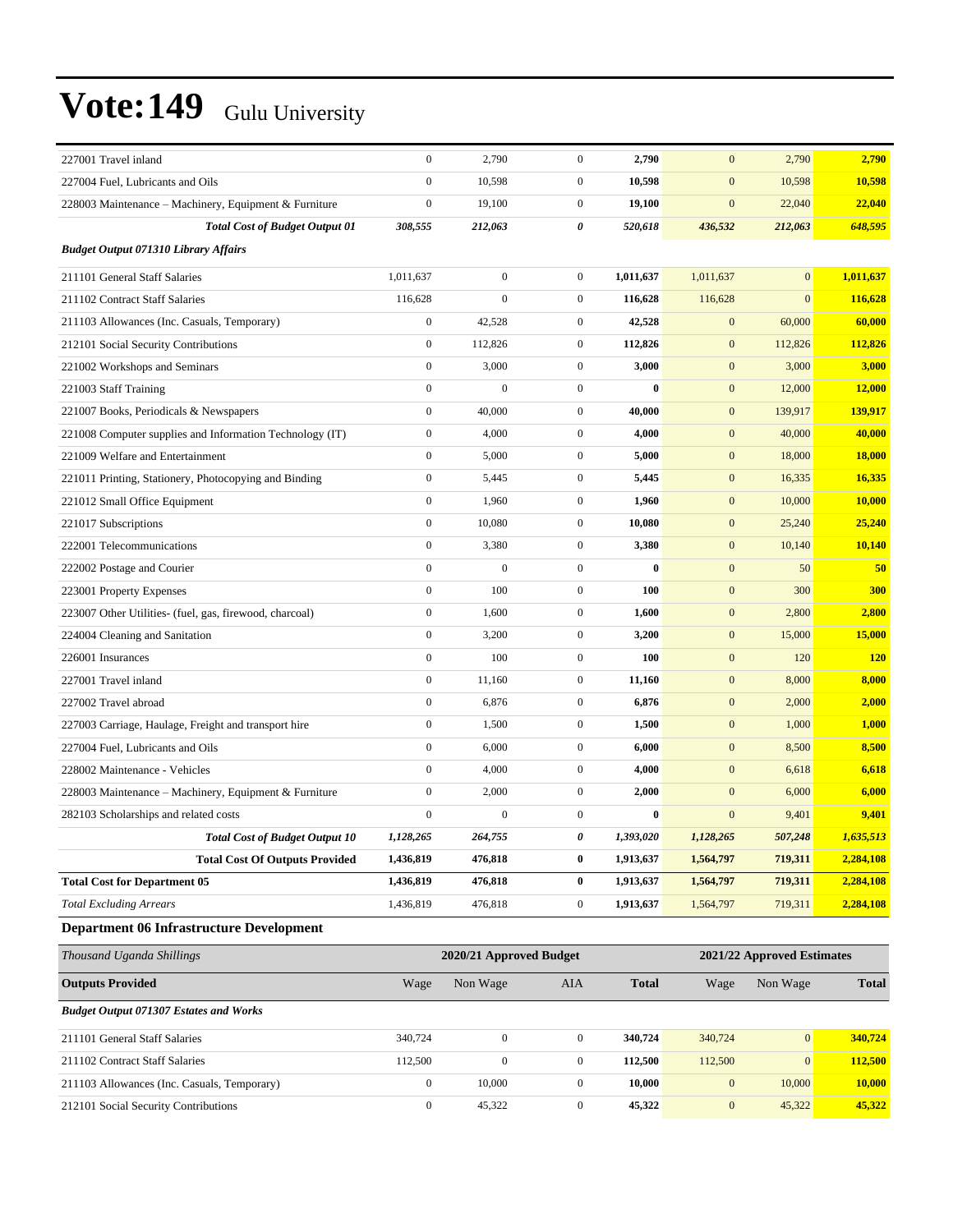# Vote:149 Gulu University

| | | | | | | | |
|---|---|---|---|---|---|---|---|
| 227001 Travel inland | 0 | 2,790 | 0 | **2,790** | 0 | 2,790 | **2,790** |
| 227004 Fuel, Lubricants and Oils | 0 | 10,598 | 0 | **10,598** | 0 | 10,598 | **10,598** |
| 228003 Maintenance – Machinery, Equipment & Furniture | 0 | 19,100 | 0 | **19,100** | 0 | 22,040 | **22,040** |
| ***Total Cost of Budget Output 01*** | ***308,555*** | ***212,063*** | ***0*** | ***520,618*** | ***436,532*** | ***212,063*** | ***648,595*** |
| ***Budget Output 071310 Library Affairs*** | | | | | | | |
| 211101 General Staff Salaries | 1,011,637 | 0 | 0 | **1,011,637** | 1,011,637 | 0 | **1,011,637** |
| 211102 Contract Staff Salaries | 116,628 | 0 | 0 | **116,628** | 116,628 | 0 | **116,628** |
| 211103 Allowances (Inc. Casuals, Temporary) | 0 | 42,528 | 0 | **42,528** | 0 | 60,000 | **60,000** |
| 212101 Social Security Contributions | 0 | 112,826 | 0 | **112,826** | 0 | 112,826 | **112,826** |
| 221002 Workshops and Seminars | 0 | 3,000 | 0 | **3,000** | 0 | 3,000 | **3,000** |
| 221003 Staff Training | 0 | 0 | 0 | **0** | 0 | 12,000 | **12,000** |
| 221007 Books, Periodicals & Newspapers | 0 | 40,000 | 0 | **40,000** | 0 | 139,917 | **139,917** |
| 221008 Computer supplies and Information Technology (IT) | 0 | 4,000 | 0 | **4,000** | 0 | 40,000 | **40,000** |
| 221009 Welfare and Entertainment | 0 | 5,000 | 0 | **5,000** | 0 | 18,000 | **18,000** |
| 221011 Printing, Stationery, Photocopying and Binding | 0 | 5,445 | 0 | **5,445** | 0 | 16,335 | **16,335** |
| 221012 Small Office Equipment | 0 | 1,960 | 0 | **1,960** | 0 | 10,000 | **10,000** |
| 221017 Subscriptions | 0 | 10,080 | 0 | **10,080** | 0 | 25,240 | **25,240** |
| 222001 Telecommunications | 0 | 3,380 | 0 | **3,380** | 0 | 10,140 | **10,140** |
| 222002 Postage and Courier | 0 | 0 | 0 | **0** | 0 | 50 | **50** |
| 223001 Property Expenses | 0 | 100 | 0 | **100** | 0 | 300 | **300** |
| 223007 Other Utilities- (fuel, gas, firewood, charcoal) | 0 | 1,600 | 0 | **1,600** | 0 | 2,800 | **2,800** |
| 224004 Cleaning and Sanitation | 0 | 3,200 | 0 | **3,200** | 0 | 15,000 | **15,000** |
| 226001 Insurances | 0 | 100 | 0 | **100** | 0 | 120 | **120** |
| 227001 Travel inland | 0 | 11,160 | 0 | **11,160** | 0 | 8,000 | **8,000** |
| 227002 Travel abroad | 0 | 6,876 | 0 | **6,876** | 0 | 2,000 | **2,000** |
| 227003 Carriage, Haulage, Freight and transport hire | 0 | 1,500 | 0 | **1,500** | 0 | 1,000 | **1,000** |
| 227004 Fuel, Lubricants and Oils | 0 | 6,000 | 0 | **6,000** | 0 | 8,500 | **8,500** |
| 228002 Maintenance - Vehicles | 0 | 4,000 | 0 | **4,000** | 0 | 6,618 | **6,618** |
| 228003 Maintenance – Machinery, Equipment & Furniture | 0 | 2,000 | 0 | **2,000** | 0 | 6,000 | **6,000** |
| 282103 Scholarships and related costs | 0 | 0 | 0 | **0** | 0 | 9,401 | **9,401** |
| ***Total Cost of Budget Output 10*** | ***1,128,265*** | ***264,755*** | ***0*** | ***1,393,020*** | ***1,128,265*** | ***507,248*** | ***1,635,513*** |
| **Total Cost Of Outputs Provided** | **1,436,819** | **476,818** | **0** | **1,913,637** | **1,564,797** | **719,311** | **2,284,108** |
| **Total Cost for Department 05** | **1,436,819** | **476,818** | **0** | **1,913,637** | **1,564,797** | **719,311** | **2,284,108** |
| *Total Excluding Arrears* | 1,436,819 | 476,818 | 0 | **1,913,637** | 1,564,797 | 719,311 | **2,284,108** |

### Department 06 Infrastructure Development

| *Thousand Uganda Shillings* | 2020/21 Approved Budget | | | | 2021/22 Approved Estimates | | |
|---|---|---|---|---|---|---|---|
| **Outputs Provided** | Wage | Non Wage | AIA | **Total** | Wage | Non Wage | **Total** |
| ***Budget Output 071307 Estates and Works*** | | | | | | | |
| 211101 General Staff Salaries | 340,724 | 0 | 0 | **340,724** | 340,724 | 0 | **340,724** |
| 211102 Contract Staff Salaries | 112,500 | 0 | 0 | **112,500** | 112,500 | 0 | **112,500** |
| 211103 Allowances (Inc. Casuals, Temporary) | 0 | 10,000 | 0 | **10,000** | 0 | 10,000 | **10,000** |
| 212101 Social Security Contributions | 0 | 45,322 | 0 | **45,322** | 0 | 45,322 | **45,322** |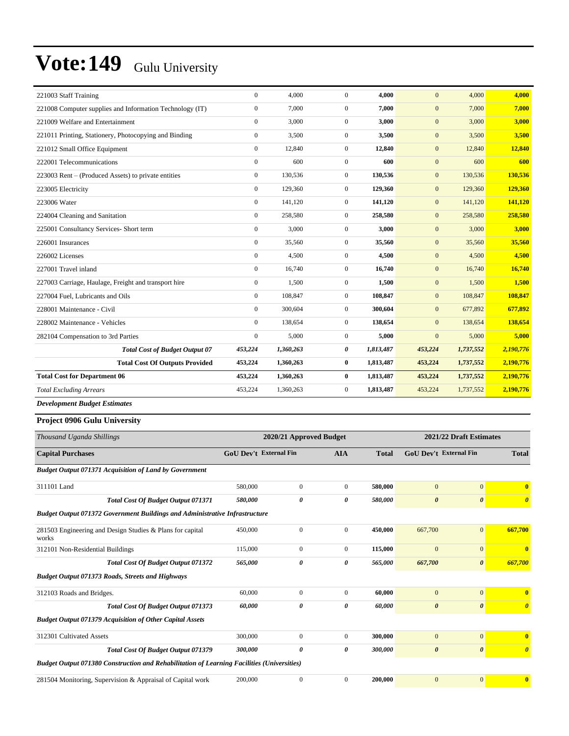# Vote:149 Gulu University

| | | | | | | | |
|---|---|---|---|---|---|---|---|
| 221003 Staff Training | 0 | 4,000 | 0 | **4,000** | 0 | 4,000 | **4,000** |
| 221008 Computer supplies and Information Technology (IT) | 0 | 7,000 | 0 | **7,000** | 0 | 7,000 | **7,000** |
| 221009 Welfare and Entertainment | 0 | 3,000 | 0 | **3,000** | 0 | 3,000 | **3,000** |
| 221011 Printing, Stationery, Photocopying and Binding | 0 | 3,500 | 0 | **3,500** | 0 | 3,500 | **3,500** |
| 221012 Small Office Equipment | 0 | 12,840 | 0 | **12,840** | 0 | 12,840 | **12,840** |
| 222001 Telecommunications | 0 | 600 | 0 | **600** | 0 | 600 | **600** |
| 223003 Rent – (Produced Assets) to private entities | 0 | 130,536 | 0 | **130,536** | 0 | 130,536 | **130,536** |
| 223005 Electricity | 0 | 129,360 | 0 | **129,360** | 0 | 129,360 | **129,360** |
| 223006 Water | 0 | 141,120 | 0 | **141,120** | 0 | 141,120 | **141,120** |
| 224004 Cleaning and Sanitation | 0 | 258,580 | 0 | **258,580** | 0 | 258,580 | **258,580** |
| 225001 Consultancy Services- Short term | 0 | 3,000 | 0 | **3,000** | 0 | 3,000 | **3,000** |
| 226001 Insurances | 0 | 35,560 | 0 | **35,560** | 0 | 35,560 | **35,560** |
| 226002 Licenses | 0 | 4,500 | 0 | **4,500** | 0 | 4,500 | **4,500** |
| 227001 Travel inland | 0 | 16,740 | 0 | **16,740** | 0 | 16,740 | **16,740** |
| 227003 Carriage, Haulage, Freight and transport hire | 0 | 1,500 | 0 | **1,500** | 0 | 1,500 | **1,500** |
| 227004 Fuel, Lubricants and Oils | 0 | 108,847 | 0 | **108,847** | 0 | 108,847 | **108,847** |
| 228001 Maintenance - Civil | 0 | 300,604 | 0 | **300,604** | 0 | 677,892 | **677,892** |
| 228002 Maintenance - Vehicles | 0 | 138,654 | 0 | **138,654** | 0 | 138,654 | **138,654** |
| 282104 Compensation to 3rd Parties | 0 | 5,000 | 0 | **5,000** | 0 | 5,000 | **5,000** |
| ***Total Cost of Budget Output 07*** | ***453,224*** | ***1,360,263*** | ***0*** | ***1,813,487*** | ***453,224*** | ***1,737,552*** | ***2,190,776*** |
| **Total Cost Of Outputs Provided** | **453,224** | **1,360,263** | **0** | **1,813,487** | **453,224** | **1,737,552** | **2,190,776** |
| **Total Cost for Department 06** | **453,224** | **1,360,263** | **0** | **1,813,487** | **453,224** | **1,737,552** | **2,190,776** |
| *Total Excluding Arrears* | 453,224 | 1,360,263 | 0 | **1,813,487** | 453,224 | 1,737,552 | **2,190,776** |

***Development Budget Estimates***

**Project 0906 Gulu University**

| *Thousand Uganda Shillings* | 2020/21 Approved Budget | | | | 2021/22 Draft Estimates | | |
|---|---|---|---|---|---|---|---|
| **Capital Purchases** | **GoU Dev't** | **External Fin** | **AIA** | **Total** | **GoU Dev't** | **External Fin** | **Total** |
| ***Budget Output 071371 Acquisition of Land by Government*** | | | | | | | |
| 311101 Land | 580,000 | 0 | 0 | **580,000** | 0 | 0 | **0** |
| ***Total Cost Of Budget Output 071371*** | ***580,000*** | ***0*** | ***0*** | ***580,000*** | ***0*** | ***0*** | ***0*** |
| ***Budget Output 071372 Government Buildings and Administrative Infrastructure*** | | | | | | | |
| 281503 Engineering and Design Studies & Plans for capital works | 450,000 | 0 | 0 | **450,000** | 667,700 | 0 | **667,700** |
| 312101 Non-Residential Buildings | 115,000 | 0 | 0 | **115,000** | 0 | 0 | **0** |
| ***Total Cost Of Budget Output 071372*** | ***565,000*** | ***0*** | ***0*** | ***565,000*** | ***667,700*** | ***0*** | ***667,700*** |
| ***Budget Output 071373 Roads, Streets and Highways*** | | | | | | | |
| 312103 Roads and Bridges. | 60,000 | 0 | 0 | **60,000** | 0 | 0 | **0** |
| ***Total Cost Of Budget Output 071373*** | ***60,000*** | ***0*** | ***0*** | ***60,000*** | ***0*** | ***0*** | ***0*** |
| ***Budget Output 071379 Acquisition of Other Capital Assets*** | | | | | | | |
| 312301 Cultivated Assets | 300,000 | 0 | 0 | **300,000** | 0 | 0 | **0** |
| ***Total Cost Of Budget Output 071379*** | ***300,000*** | ***0*** | ***0*** | ***300,000*** | ***0*** | ***0*** | ***0*** |
| ***Budget Output 071380 Construction and Rehabilitation of Learning Facilities (Universities)*** | | | | | | | |
| 281504 Monitoring, Supervision & Appraisal of Capital work | 200,000 | 0 | 0 | **200,000** | 0 | 0 | **0** |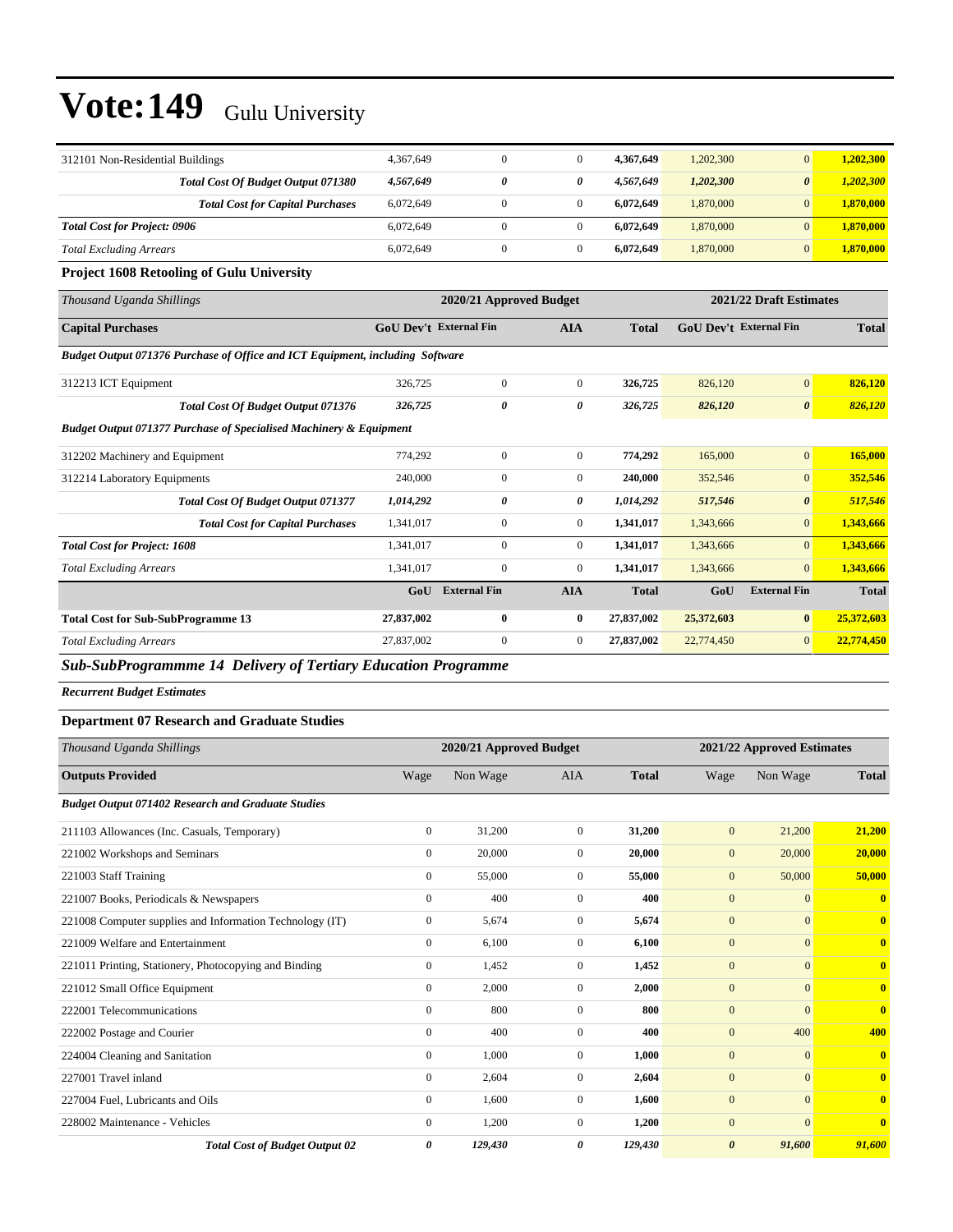# Vote:149 Gulu University

| | | | | | | | |
|---|---|---|---|---|---|---|---|
| 312101 Non-Residential Buildings | 4,367,649 | 0 | 0 | **4,367,649** | 1,202,300 | 0 | **1,202,300** |
| ***Total Cost Of Budget Output 071380*** | ***4,567,649*** | ***0*** | ***0*** | ***4,567,649*** | ***1,202,300*** | ***0*** | ***1,202,300*** |
| ***Total Cost for Capital Purchases*** | 6,072,649 | 0 | 0 | **6,072,649** | 1,870,000 | 0 | **1,870,000** |
| ***Total Cost for Project: 0906*** | 6,072,649 | 0 | 0 | **6,072,649** | 1,870,000 | 0 | **1,870,000** |
| *Total Excluding Arrears* | 6,072,649 | 0 | 0 | **6,072,649** | 1,870,000 | 0 | **1,870,000** |

**Project 1608 Retooling of Gulu University**

| *Thousand Uganda Shillings* | 2020/21 Approved Budget | | | | 2021/22 Draft Estimates | | |
|---|---|---|---|---|---|---|---|
| **Capital Purchases** | **GoU Dev't** | **External Fin** | **AIA** | **Total** | **GoU Dev't** | **External Fin** | **Total** |
| ***Budget Output 071376 Purchase of Office and ICT Equipment, including Software*** | | | | | | | |
| 312213 ICT Equipment | 326,725 | 0 | 0 | **326,725** | 826,120 | 0 | **826,120** |
| ***Total Cost Of Budget Output 071376*** | ***326,725*** | ***0*** | ***0*** | ***326,725*** | ***826,120*** | ***0*** | ***826,120*** |
| ***Budget Output 071377 Purchase of Specialised Machinery & Equipment*** | | | | | | | |
| 312202 Machinery and Equipment | 774,292 | 0 | 0 | **774,292** | 165,000 | 0 | **165,000** |
| 312214 Laboratory Equipments | 240,000 | 0 | 0 | **240,000** | 352,546 | 0 | **352,546** |
| ***Total Cost Of Budget Output 071377*** | ***1,014,292*** | ***0*** | ***0*** | ***1,014,292*** | ***517,546*** | ***0*** | ***517,546*** |
| ***Total Cost for Capital Purchases*** | 1,341,017 | 0 | 0 | **1,341,017** | 1,343,666 | 0 | **1,343,666** |
| ***Total Cost for Project: 1608*** | 1,341,017 | 0 | 0 | **1,341,017** | 1,343,666 | 0 | **1,343,666** |
| *Total Excluding Arrears* | 1,341,017 | 0 | 0 | **1,341,017** | 1,343,666 | 0 | **1,343,666** |
| | **GoU** | **External Fin** | **AIA** | **Total** | **GoU** | **External Fin** | **Total** |
| **Total Cost for Sub-SubProgramme 13** | **27,837,002** | **0** | **0** | **27,837,002** | **25,372,603** | **0** | **25,372,603** |
| *Total Excluding Arrears* | 27,837,002 | 0 | 0 | **27,837,002** | 22,774,450 | 0 | **22,774,450** |

## *Sub-SubProgrammme 14 Delivery of Tertiary Education Programme*

***Recurrent Budget Estimates***

**Department 07 Research and Graduate Studies**

| *Thousand Uganda Shillings* | 2020/21 Approved Budget | | | | 2021/22 Approved Estimates | | |
|---|---|---|---|---|---|---|---|
| **Outputs Provided** | Wage | Non Wage | AIA | **Total** | Wage | Non Wage | **Total** |
| ***Budget Output 071402 Research and Graduate Studies*** | | | | | | | |
| 211103 Allowances (Inc. Casuals, Temporary) | 0 | 31,200 | 0 | **31,200** | 0 | 21,200 | **21,200** |
| 221002 Workshops and Seminars | 0 | 20,000 | 0 | **20,000** | 0 | 20,000 | **20,000** |
| 221003 Staff Training | 0 | 55,000 | 0 | **55,000** | 0 | 50,000 | **50,000** |
| 221007 Books, Periodicals & Newspapers | 0 | 400 | 0 | **400** | 0 | 0 | **0** |
| 221008 Computer supplies and Information Technology (IT) | 0 | 5,674 | 0 | **5,674** | 0 | 0 | **0** |
| 221009 Welfare and Entertainment | 0 | 6,100 | 0 | **6,100** | 0 | 0 | **0** |
| 221011 Printing, Stationery, Photocopying and Binding | 0 | 1,452 | 0 | **1,452** | 0 | 0 | **0** |
| 221012 Small Office Equipment | 0 | 2,000 | 0 | **2,000** | 0 | 0 | **0** |
| 222001 Telecommunications | 0 | 800 | 0 | **800** | 0 | 0 | **0** |
| 222002 Postage and Courier | 0 | 400 | 0 | **400** | 0 | 400 | **400** |
| 224004 Cleaning and Sanitation | 0 | 1,000 | 0 | **1,000** | 0 | 0 | **0** |
| 227001 Travel inland | 0 | 2,604 | 0 | **2,604** | 0 | 0 | **0** |
| 227004 Fuel, Lubricants and Oils | 0 | 1,600 | 0 | **1,600** | 0 | 0 | **0** |
| 228002 Maintenance - Vehicles | 0 | 1,200 | 0 | **1,200** | 0 | 0 | **0** |
| ***Total Cost of Budget Output 02*** | ***0*** | ***129,430*** | ***0*** | ***129,430*** | ***0*** | ***91,600*** | ***91,600*** |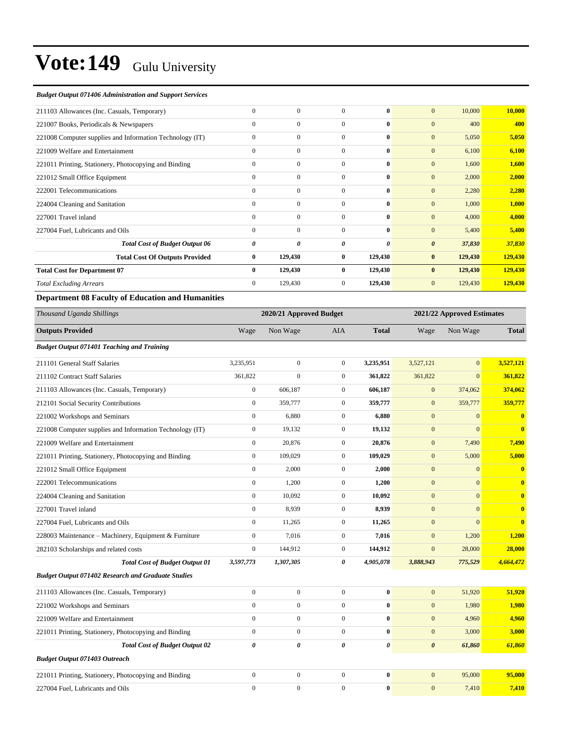# Vote:149 Gulu University

***Budget Output 071406 Administration and Support Services***

| | | | | | | | |
|---|---|---|---|---|---|---|---|
| 211103 Allowances (Inc. Casuals, Temporary) | 0 | 0 | 0 | **0** | 0 | 10,000 | **10,000** |
| 221007 Books, Periodicals & Newspapers | 0 | 0 | 0 | **0** | 0 | 400 | **400** |
| 221008 Computer supplies and Information Technology (IT) | 0 | 0 | 0 | **0** | 0 | 5,050 | **5,050** |
| 221009 Welfare and Entertainment | 0 | 0 | 0 | **0** | 0 | 6,100 | **6,100** |
| 221011 Printing, Stationery, Photocopying and Binding | 0 | 0 | 0 | **0** | 0 | 1,600 | **1,600** |
| 221012 Small Office Equipment | 0 | 0 | 0 | **0** | 0 | 2,000 | **2,000** |
| 222001 Telecommunications | 0 | 0 | 0 | **0** | 0 | 2,280 | **2,280** |
| 224004 Cleaning and Sanitation | 0 | 0 | 0 | **0** | 0 | 1,000 | **1,000** |
| 227001 Travel inland | 0 | 0 | 0 | **0** | 0 | 4,000 | **4,000** |
| 227004 Fuel, Lubricants and Oils | 0 | 0 | 0 | **0** | 0 | 5,400 | **5,400** |
| ***Total Cost of Budget Output 06*** | ***0*** | ***0*** | ***0*** | ***0*** | ***0*** | ***37,830*** | ***37,830*** |
| **Total Cost Of Outputs Provided** | **0** | **129,430** | **0** | **129,430** | **0** | **129,430** | **129,430** |
| **Total Cost for Department 07** | **0** | **129,430** | **0** | **129,430** | **0** | **129,430** | **129,430** |
| *Total Excluding Arrears* | 0 | 129,430 | 0 | **129,430** | 0 | 129,430 | **129,430** |

## Department 08 Faculty of Education and Humanities

| *Thousand Uganda Shillings* | 2020/21 Approved Budget | | | | 2021/22 Approved Estimates | | |
|---|---|---|---|---|---|---|---|
| **Outputs Provided** | Wage | Non Wage | AIA | **Total** | Wage | Non Wage | **Total** |
| ***Budget Output 071401 Teaching and Training*** | | | | | | | |
| 211101 General Staff Salaries | 3,235,951 | 0 | 0 | **3,235,951** | 3,527,121 | 0 | **3,527,121** |
| 211102 Contract Staff Salaries | 361,822 | 0 | 0 | **361,822** | 361,822 | 0 | **361,822** |
| 211103 Allowances (Inc. Casuals, Temporary) | 0 | 606,187 | 0 | **606,187** | 0 | 374,062 | **374,062** |
| 212101 Social Security Contributions | 0 | 359,777 | 0 | **359,777** | 0 | 359,777 | **359,777** |
| 221002 Workshops and Seminars | 0 | 6,880 | 0 | **6,880** | 0 | 0 | **0** |
| 221008 Computer supplies and Information Technology (IT) | 0 | 19,132 | 0 | **19,132** | 0 | 0 | **0** |
| 221009 Welfare and Entertainment | 0 | 20,876 | 0 | **20,876** | 0 | 7,490 | **7,490** |
| 221011 Printing, Stationery, Photocopying and Binding | 0 | 109,029 | 0 | **109,029** | 0 | 5,000 | **5,000** |
| 221012 Small Office Equipment | 0 | 2,000 | 0 | **2,000** | 0 | 0 | **0** |
| 222001 Telecommunications | 0 | 1,200 | 0 | **1,200** | 0 | 0 | **0** |
| 224004 Cleaning and Sanitation | 0 | 10,092 | 0 | **10,092** | 0 | 0 | **0** |
| 227001 Travel inland | 0 | 8,939 | 0 | **8,939** | 0 | 0 | **0** |
| 227004 Fuel, Lubricants and Oils | 0 | 11,265 | 0 | **11,265** | 0 | 0 | **0** |
| 228003 Maintenance – Machinery, Equipment & Furniture | 0 | 7,016 | 0 | **7,016** | 0 | 1,200 | **1,200** |
| 282103 Scholarships and related costs | 0 | 144,912 | 0 | **144,912** | 0 | 28,000 | **28,000** |
| ***Total Cost of Budget Output 01*** | ***3,597,773*** | ***1,307,305*** | ***0*** | ***4,905,078*** | ***3,888,943*** | ***775,529*** | ***4,664,472*** |
| ***Budget Output 071402 Research and Graduate Studies*** | | | | | | | |
| 211103 Allowances (Inc. Casuals, Temporary) | 0 | 0 | 0 | **0** | 0 | 51,920 | **51,920** |
| 221002 Workshops and Seminars | 0 | 0 | 0 | **0** | 0 | 1,980 | **1,980** |
| 221009 Welfare and Entertainment | 0 | 0 | 0 | **0** | 0 | 4,960 | **4,960** |
| 221011 Printing, Stationery, Photocopying and Binding | 0 | 0 | 0 | **0** | 0 | 3,000 | **3,000** |
| ***Total Cost of Budget Output 02*** | ***0*** | ***0*** | ***0*** | ***0*** | ***0*** | ***61,860*** | ***61,860*** |
| ***Budget Output 071403 Outreach*** | | | | | | | |
| 221011 Printing, Stationery, Photocopying and Binding | 0 | 0 | 0 | **0** | 0 | 95,000 | **95,000** |
| 227004 Fuel, Lubricants and Oils | 0 | 0 | 0 | **0** | 0 | 7,410 | **7,410** |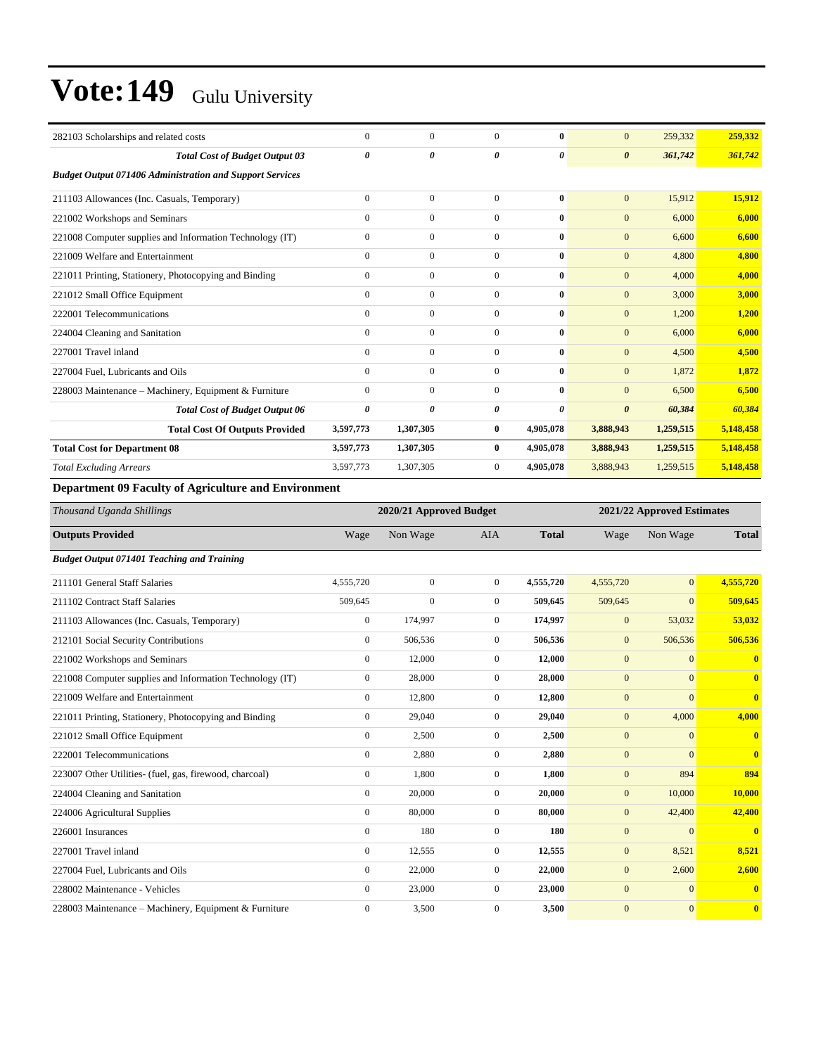# Vote:149 Gulu University

| | | | | | | | |
|---|---|---|---|---|---|---|---|
| 282103 Scholarships and related costs | 0 | 0 | 0 | **0** | 0 | 259,332 | **259,332** |
| ***Total Cost of Budget Output 03*** | ***0*** | ***0*** | ***0*** | ***0*** | ***0*** | ***361,742*** | ***361,742*** |
| ***Budget Output 071406 Administration and Support Services*** | | | | | | | |
| 211103 Allowances (Inc. Casuals, Temporary) | 0 | 0 | 0 | **0** | 0 | 15,912 | **15,912** |
| 221002 Workshops and Seminars | 0 | 0 | 0 | **0** | 0 | 6,000 | **6,000** |
| 221008 Computer supplies and Information Technology (IT) | 0 | 0 | 0 | **0** | 0 | 6,600 | **6,600** |
| 221009 Welfare and Entertainment | 0 | 0 | 0 | **0** | 0 | 4,800 | **4,800** |
| 221011 Printing, Stationery, Photocopying and Binding | 0 | 0 | 0 | **0** | 0 | 4,000 | **4,000** |
| 221012 Small Office Equipment | 0 | 0 | 0 | **0** | 0 | 3,000 | **3,000** |
| 222001 Telecommunications | 0 | 0 | 0 | **0** | 0 | 1,200 | **1,200** |
| 224004 Cleaning and Sanitation | 0 | 0 | 0 | **0** | 0 | 6,000 | **6,000** |
| 227001 Travel inland | 0 | 0 | 0 | **0** | 0 | 4,500 | **4,500** |
| 227004 Fuel, Lubricants and Oils | 0 | 0 | 0 | **0** | 0 | 1,872 | **1,872** |
| 228003 Maintenance – Machinery, Equipment & Furniture | 0 | 0 | 0 | **0** | 0 | 6,500 | **6,500** |
| ***Total Cost of Budget Output 06*** | ***0*** | ***0*** | ***0*** | ***0*** | ***0*** | ***60,384*** | ***60,384*** |
| **Total Cost Of Outputs Provided** | **3,597,773** | **1,307,305** | **0** | **4,905,078** | **3,888,943** | **1,259,515** | **5,148,458** |
| **Total Cost for Department 08** | **3,597,773** | **1,307,305** | **0** | **4,905,078** | **3,888,943** | **1,259,515** | **5,148,458** |
| *Total Excluding Arrears* | 3,597,773 | 1,307,305 | 0 | **4,905,078** | 3,888,943 | 1,259,515 | **5,148,458** |

### Department 09 Faculty of Agriculture and Environment

| *Thousand Uganda Shillings* | 2020/21 Approved Budget | | | | 2021/22 Approved Estimates | | |
|---|---|---|---|---|---|---|---|
| **Outputs Provided** | Wage | Non Wage | AIA | **Total** | Wage | Non Wage | **Total** |
| ***Budget Output 071401 Teaching and Training*** | | | | | | | |
| 211101 General Staff Salaries | 4,555,720 | 0 | 0 | **4,555,720** | 4,555,720 | 0 | **4,555,720** |
| 211102 Contract Staff Salaries | 509,645 | 0 | 0 | **509,645** | 509,645 | 0 | **509,645** |
| 211103 Allowances (Inc. Casuals, Temporary) | 0 | 174,997 | 0 | **174,997** | 0 | 53,032 | **53,032** |
| 212101 Social Security Contributions | 0 | 506,536 | 0 | **506,536** | 0 | 506,536 | **506,536** |
| 221002 Workshops and Seminars | 0 | 12,000 | 0 | **12,000** | 0 | 0 | **0** |
| 221008 Computer supplies and Information Technology (IT) | 0 | 28,000 | 0 | **28,000** | 0 | 0 | **0** |
| 221009 Welfare and Entertainment | 0 | 12,800 | 0 | **12,800** | 0 | 0 | **0** |
| 221011 Printing, Stationery, Photocopying and Binding | 0 | 29,040 | 0 | **29,040** | 0 | 4,000 | **4,000** |
| 221012 Small Office Equipment | 0 | 2,500 | 0 | **2,500** | 0 | 0 | **0** |
| 222001 Telecommunications | 0 | 2,880 | 0 | **2,880** | 0 | 0 | **0** |
| 223007 Other Utilities- (fuel, gas, firewood, charcoal) | 0 | 1,800 | 0 | **1,800** | 0 | 894 | **894** |
| 224004 Cleaning and Sanitation | 0 | 20,000 | 0 | **20,000** | 0 | 10,000 | **10,000** |
| 224006 Agricultural Supplies | 0 | 80,000 | 0 | **80,000** | 0 | 42,400 | **42,400** |
| 226001 Insurances | 0 | 180 | 0 | **180** | 0 | 0 | **0** |
| 227001 Travel inland | 0 | 12,555 | 0 | **12,555** | 0 | 8,521 | **8,521** |
| 227004 Fuel, Lubricants and Oils | 0 | 22,000 | 0 | **22,000** | 0 | 2,600 | **2,600** |
| 228002 Maintenance - Vehicles | 0 | 23,000 | 0 | **23,000** | 0 | 0 | **0** |
| 228003 Maintenance – Machinery, Equipment & Furniture | 0 | 3,500 | 0 | **3,500** | 0 | 0 | **0** |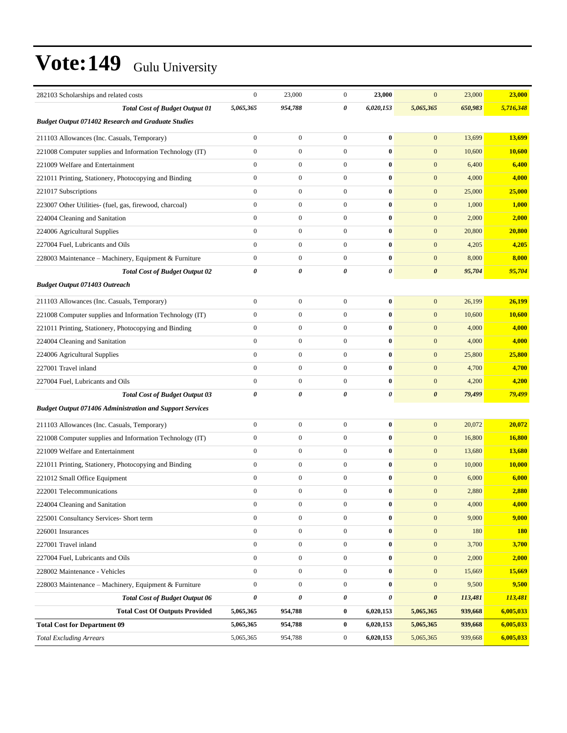# Vote:149 Gulu University

| | | | | | | | |
|---|---|---|---|---|---|---|---|
| 282103 Scholarships and related costs | 0 | 23,000 | 0 | **23,000** | 0 | 23,000 | **23,000** |
| ***Total Cost of Budget Output 01*** | ***5,065,365*** | ***954,788*** | ***0*** | ***6,020,153*** | ***5,065,365*** | ***650,983*** | ***5,716,348*** |
| ***Budget Output 071402 Research and Graduate Studies*** | | | | | | | |
| 211103 Allowances (Inc. Casuals, Temporary) | 0 | 0 | 0 | **0** | 0 | 13,699 | **13,699** |
| 221008 Computer supplies and Information Technology (IT) | 0 | 0 | 0 | **0** | 0 | 10,600 | **10,600** |
| 221009 Welfare and Entertainment | 0 | 0 | 0 | **0** | 0 | 6,400 | **6,400** |
| 221011 Printing, Stationery, Photocopying and Binding | 0 | 0 | 0 | **0** | 0 | 4,000 | **4,000** |
| 221017 Subscriptions | 0 | 0 | 0 | **0** | 0 | 25,000 | **25,000** |
| 223007 Other Utilities- (fuel, gas, firewood, charcoal) | 0 | 0 | 0 | **0** | 0 | 1,000 | **1,000** |
| 224004 Cleaning and Sanitation | 0 | 0 | 0 | **0** | 0 | 2,000 | **2,000** |
| 224006 Agricultural Supplies | 0 | 0 | 0 | **0** | 0 | 20,800 | **20,800** |
| 227004 Fuel, Lubricants and Oils | 0 | 0 | 0 | **0** | 0 | 4,205 | **4,205** |
| 228003 Maintenance – Machinery, Equipment & Furniture | 0 | 0 | 0 | **0** | 0 | 8,000 | **8,000** |
| ***Total Cost of Budget Output 02*** | ***0*** | ***0*** | ***0*** | ***0*** | ***0*** | ***95,704*** | ***95,704*** |
| ***Budget Output 071403 Outreach*** | | | | | | | |
| 211103 Allowances (Inc. Casuals, Temporary) | 0 | 0 | 0 | **0** | 0 | 26,199 | **26,199** |
| 221008 Computer supplies and Information Technology (IT) | 0 | 0 | 0 | **0** | 0 | 10,600 | **10,600** |
| 221011 Printing, Stationery, Photocopying and Binding | 0 | 0 | 0 | **0** | 0 | 4,000 | **4,000** |
| 224004 Cleaning and Sanitation | 0 | 0 | 0 | **0** | 0 | 4,000 | **4,000** |
| 224006 Agricultural Supplies | 0 | 0 | 0 | **0** | 0 | 25,800 | **25,800** |
| 227001 Travel inland | 0 | 0 | 0 | **0** | 0 | 4,700 | **4,700** |
| 227004 Fuel, Lubricants and Oils | 0 | 0 | 0 | **0** | 0 | 4,200 | **4,200** |
| ***Total Cost of Budget Output 03*** | ***0*** | ***0*** | ***0*** | ***0*** | ***0*** | ***79,499*** | ***79,499*** |
| ***Budget Output 071406 Administration and Support Services*** | | | | | | | |
| 211103 Allowances (Inc. Casuals, Temporary) | 0 | 0 | 0 | **0** | 0 | 20,072 | **20,072** |
| 221008 Computer supplies and Information Technology (IT) | 0 | 0 | 0 | **0** | 0 | 16,800 | **16,800** |
| 221009 Welfare and Entertainment | 0 | 0 | 0 | **0** | 0 | 13,680 | **13,680** |
| 221011 Printing, Stationery, Photocopying and Binding | 0 | 0 | 0 | **0** | 0 | 10,000 | **10,000** |
| 221012 Small Office Equipment | 0 | 0 | 0 | **0** | 0 | 6,000 | **6,000** |
| 222001 Telecommunications | 0 | 0 | 0 | **0** | 0 | 2,880 | **2,880** |
| 224004 Cleaning and Sanitation | 0 | 0 | 0 | **0** | 0 | 4,000 | **4,000** |
| 225001 Consultancy Services- Short term | 0 | 0 | 0 | **0** | 0 | 9,000 | **9,000** |
| 226001 Insurances | 0 | 0 | 0 | **0** | 0 | 180 | **180** |
| 227001 Travel inland | 0 | 0 | 0 | **0** | 0 | 3,700 | **3,700** |
| 227004 Fuel, Lubricants and Oils | 0 | 0 | 0 | **0** | 0 | 2,000 | **2,000** |
| 228002 Maintenance - Vehicles | 0 | 0 | 0 | **0** | 0 | 15,669 | **15,669** |
| 228003 Maintenance – Machinery, Equipment & Furniture | 0 | 0 | 0 | **0** | 0 | 9,500 | **9,500** |
| ***Total Cost of Budget Output 06*** | ***0*** | ***0*** | ***0*** | ***0*** | ***0*** | ***113,481*** | ***113,481*** |
| **Total Cost Of Outputs Provided** | **5,065,365** | **954,788** | **0** | **6,020,153** | **5,065,365** | **939,668** | **6,005,033** |
| **Total Cost for Department 09** | **5,065,365** | **954,788** | **0** | **6,020,153** | **5,065,365** | **939,668** | **6,005,033** |
| *Total Excluding Arrears* | 5,065,365 | 954,788 | 0 | **6,020,153** | 5,065,365 | 939,668 | **6,005,033** |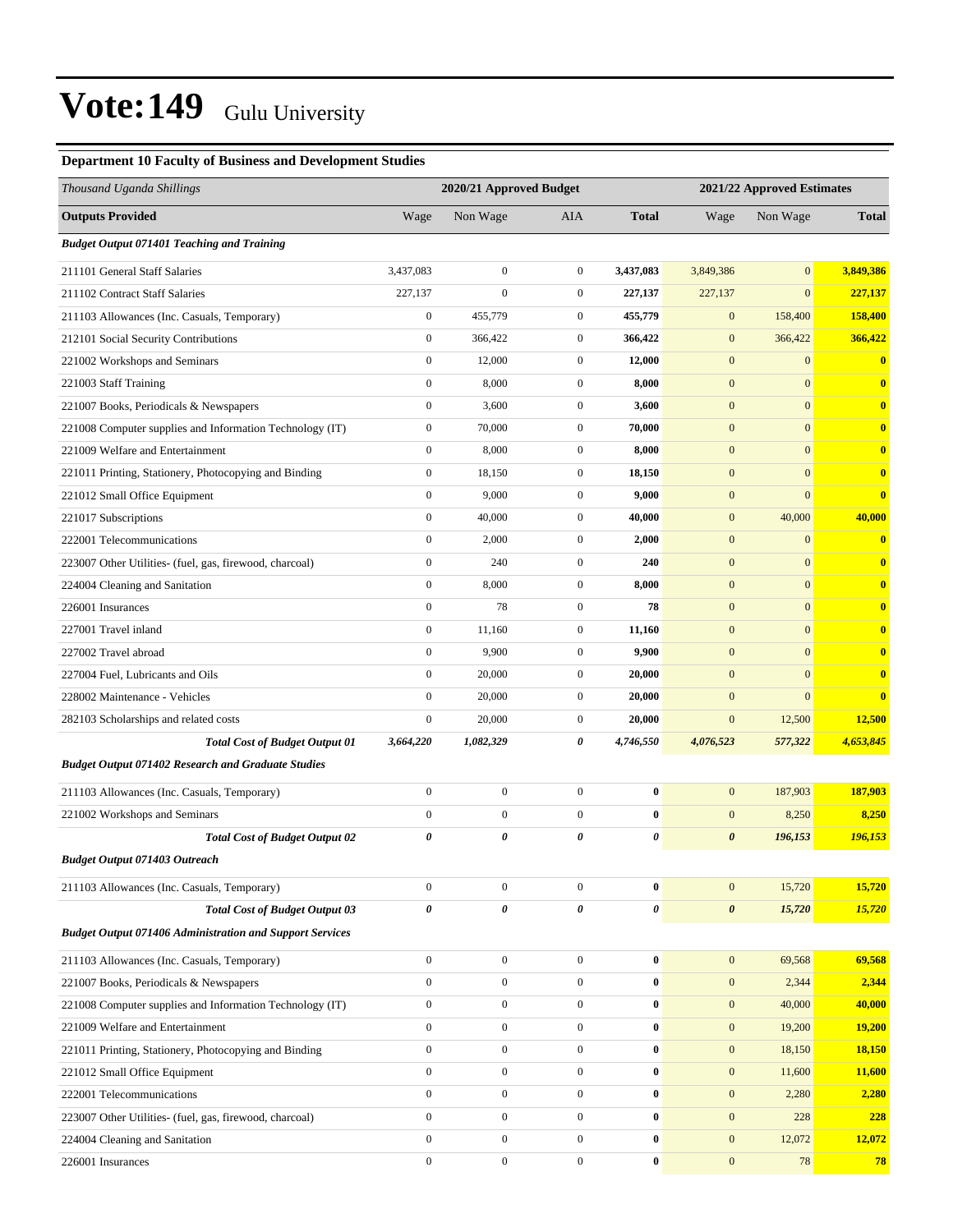# Vote:149 Gulu University

### Department 10 Faculty of Business and Development Studies

| Thousand Uganda Shillings | 2020/21 Approved Budget | | | | 2021/22 Approved Estimates | | |
|---|---|---|---|---|---|---|---|
| **Outputs Provided** | Wage | Non Wage | AIA | **Total** | Wage | Non Wage | **Total** |
| ***Budget Output 071401 Teaching and Training*** | | | | | | | |
| 211101 General Staff Salaries | 3,437,083 | 0 | 0 | **3,437,083** | 3,849,386 | 0 | **3,849,386** |
| 211102 Contract Staff Salaries | 227,137 | 0 | 0 | **227,137** | 227,137 | 0 | **227,137** |
| 211103 Allowances (Inc. Casuals, Temporary) | 0 | 455,779 | 0 | **455,779** | 0 | 158,400 | **158,400** |
| 212101 Social Security Contributions | 0 | 366,422 | 0 | **366,422** | 0 | 366,422 | **366,422** |
| 221002 Workshops and Seminars | 0 | 12,000 | 0 | **12,000** | 0 | 0 | **0** |
| 221003 Staff Training | 0 | 8,000 | 0 | **8,000** | 0 | 0 | **0** |
| 221007 Books, Periodicals & Newspapers | 0 | 3,600 | 0 | **3,600** | 0 | 0 | **0** |
| 221008 Computer supplies and Information Technology (IT) | 0 | 70,000 | 0 | **70,000** | 0 | 0 | **0** |
| 221009 Welfare and Entertainment | 0 | 8,000 | 0 | **8,000** | 0 | 0 | **0** |
| 221011 Printing, Stationery, Photocopying and Binding | 0 | 18,150 | 0 | **18,150** | 0 | 0 | **0** |
| 221012 Small Office Equipment | 0 | 9,000 | 0 | **9,000** | 0 | 0 | **0** |
| 221017 Subscriptions | 0 | 40,000 | 0 | **40,000** | 0 | 40,000 | **40,000** |
| 222001 Telecommunications | 0 | 2,000 | 0 | **2,000** | 0 | 0 | **0** |
| 223007 Other Utilities- (fuel, gas, firewood, charcoal) | 0 | 240 | 0 | **240** | 0 | 0 | **0** |
| 224004 Cleaning and Sanitation | 0 | 8,000 | 0 | **8,000** | 0 | 0 | **0** |
| 226001 Insurances | 0 | 78 | 0 | **78** | 0 | 0 | **0** |
| 227001 Travel inland | 0 | 11,160 | 0 | **11,160** | 0 | 0 | **0** |
| 227002 Travel abroad | 0 | 9,900 | 0 | **9,900** | 0 | 0 | **0** |
| 227004 Fuel, Lubricants and Oils | 0 | 20,000 | 0 | **20,000** | 0 | 0 | **0** |
| 228002 Maintenance - Vehicles | 0 | 20,000 | 0 | **20,000** | 0 | 0 | **0** |
| 282103 Scholarships and related costs | 0 | 20,000 | 0 | **20,000** | 0 | 12,500 | **12,500** |
| ***Total Cost of Budget Output 01*** | ***3,664,220*** | ***1,082,329*** | ***0*** | ***4,746,550*** | ***4,076,523*** | ***577,322*** | ***4,653,845*** |
| ***Budget Output 071402 Research and Graduate Studies*** | | | | | | | |
| 211103 Allowances (Inc. Casuals, Temporary) | 0 | 0 | 0 | **0** | 0 | 187,903 | **187,903** |
| 221002 Workshops and Seminars | 0 | 0 | 0 | **0** | 0 | 8,250 | **8,250** |
| ***Total Cost of Budget Output 02*** | ***0*** | ***0*** | ***0*** | ***0*** | ***0*** | ***196,153*** | ***196,153*** |
| ***Budget Output 071403 Outreach*** | | | | | | | |
| 211103 Allowances (Inc. Casuals, Temporary) | 0 | 0 | 0 | **0** | 0 | 15,720 | **15,720** |
| ***Total Cost of Budget Output 03*** | ***0*** | ***0*** | ***0*** | ***0*** | ***0*** | ***15,720*** | ***15,720*** |
| ***Budget Output 071406 Administration and Support Services*** | | | | | | | |
| 211103 Allowances (Inc. Casuals, Temporary) | 0 | 0 | 0 | **0** | 0 | 69,568 | **69,568** |
| 221007 Books, Periodicals & Newspapers | 0 | 0 | 0 | **0** | 0 | 2,344 | **2,344** |
| 221008 Computer supplies and Information Technology (IT) | 0 | 0 | 0 | **0** | 0 | 40,000 | **40,000** |
| 221009 Welfare and Entertainment | 0 | 0 | 0 | **0** | 0 | 19,200 | **19,200** |
| 221011 Printing, Stationery, Photocopying and Binding | 0 | 0 | 0 | **0** | 0 | 18,150 | **18,150** |
| 221012 Small Office Equipment | 0 | 0 | 0 | **0** | 0 | 11,600 | **11,600** |
| 222001 Telecommunications | 0 | 0 | 0 | **0** | 0 | 2,280 | **2,280** |
| 223007 Other Utilities- (fuel, gas, firewood, charcoal) | 0 | 0 | 0 | **0** | 0 | 228 | **228** |
| 224004 Cleaning and Sanitation | 0 | 0 | 0 | **0** | 0 | 12,072 | **12,072** |
| 226001 Insurances | 0 | 0 | 0 | **0** | 0 | 78 | **78** |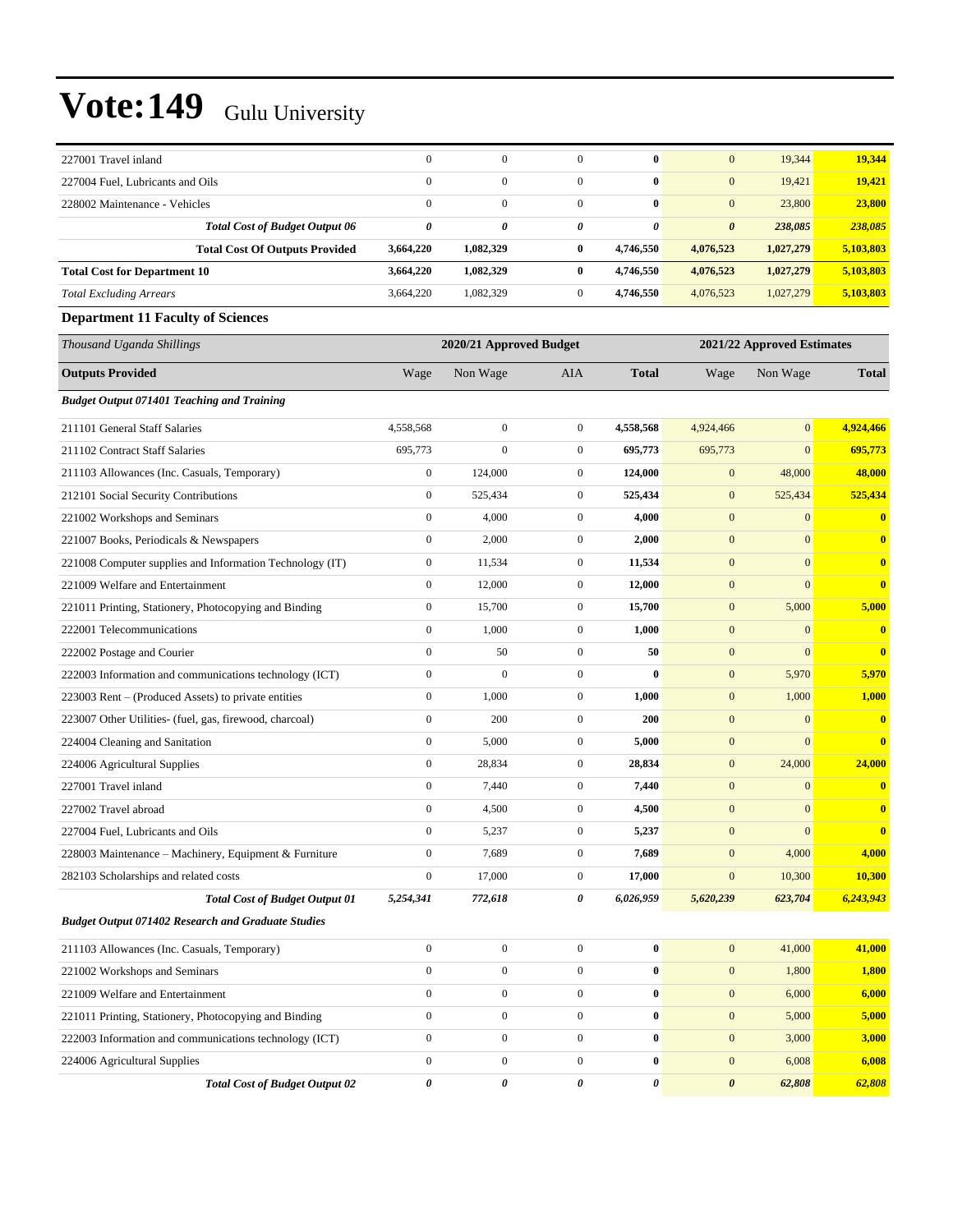# Vote:149 Gulu University

| | | | | | | | |
|---|---|---|---|---|---|---|---|
| 227001 Travel inland | 0 | 0 | 0 | **0** | 0 | 19,344 | **19,344** |
| 227004 Fuel, Lubricants and Oils | 0 | 0 | 0 | **0** | 0 | 19,421 | **19,421** |
| 228002 Maintenance - Vehicles | 0 | 0 | 0 | **0** | 0 | 23,800 | **23,800** |
| ***Total Cost of Budget Output 06*** | ***0*** | ***0*** | ***0*** | ***0*** | ***0*** | ***238,085*** | ***238,085*** |
| **Total Cost Of Outputs Provided** | **3,664,220** | **1,082,329** | **0** | **4,746,550** | **4,076,523** | **1,027,279** | **5,103,803** |
| **Total Cost for Department 10** | **3,664,220** | **1,082,329** | **0** | **4,746,550** | **4,076,523** | **1,027,279** | **5,103,803** |
| *Total Excluding Arrears* | 3,664,220 | 1,082,329 | 0 | **4,746,550** | 4,076,523 | 1,027,279 | **5,103,803** |

### Department 11 Faculty of Sciences

| *Thousand Uganda Shillings* | 2020/21 Approved Budget | | | | 2021/22 Approved Estimates | | |
|---|---|---|---|---|---|---|---|
| **Outputs Provided** | Wage | Non Wage | AIA | **Total** | Wage | Non Wage | **Total** |
| ***Budget Output 071401 Teaching and Training*** | | | | | | | |
| 211101 General Staff Salaries | 4,558,568 | 0 | 0 | **4,558,568** | 4,924,466 | 0 | **4,924,466** |
| 211102 Contract Staff Salaries | 695,773 | 0 | 0 | **695,773** | 695,773 | 0 | **695,773** |
| 211103 Allowances (Inc. Casuals, Temporary) | 0 | 124,000 | 0 | **124,000** | 0 | 48,000 | **48,000** |
| 212101 Social Security Contributions | 0 | 525,434 | 0 | **525,434** | 0 | 525,434 | **525,434** |
| 221002 Workshops and Seminars | 0 | 4,000 | 0 | **4,000** | 0 | 0 | **0** |
| 221007 Books, Periodicals & Newspapers | 0 | 2,000 | 0 | **2,000** | 0 | 0 | **0** |
| 221008 Computer supplies and Information Technology (IT) | 0 | 11,534 | 0 | **11,534** | 0 | 0 | **0** |
| 221009 Welfare and Entertainment | 0 | 12,000 | 0 | **12,000** | 0 | 0 | **0** |
| 221011 Printing, Stationery, Photocopying and Binding | 0 | 15,700 | 0 | **15,700** | 0 | 5,000 | **5,000** |
| 222001 Telecommunications | 0 | 1,000 | 0 | **1,000** | 0 | 0 | **0** |
| 222002 Postage and Courier | 0 | 50 | 0 | **50** | 0 | 0 | **0** |
| 222003 Information and communications technology (ICT) | 0 | 0 | 0 | **0** | 0 | 5,970 | **5,970** |
| 223003 Rent – (Produced Assets) to private entities | 0 | 1,000 | 0 | **1,000** | 0 | 1,000 | **1,000** |
| 223007 Other Utilities- (fuel, gas, firewood, charcoal) | 0 | 200 | 0 | **200** | 0 | 0 | **0** |
| 224004 Cleaning and Sanitation | 0 | 5,000 | 0 | **5,000** | 0 | 0 | **0** |
| 224006 Agricultural Supplies | 0 | 28,834 | 0 | **28,834** | 0 | 24,000 | **24,000** |
| 227001 Travel inland | 0 | 7,440 | 0 | **7,440** | 0 | 0 | **0** |
| 227002 Travel abroad | 0 | 4,500 | 0 | **4,500** | 0 | 0 | **0** |
| 227004 Fuel, Lubricants and Oils | 0 | 5,237 | 0 | **5,237** | 0 | 0 | **0** |
| 228003 Maintenance – Machinery, Equipment & Furniture | 0 | 7,689 | 0 | **7,689** | 0 | 4,000 | **4,000** |
| 282103 Scholarships and related costs | 0 | 17,000 | 0 | **17,000** | 0 | 10,300 | **10,300** |
| ***Total Cost of Budget Output 01*** | ***5,254,341*** | ***772,618*** | ***0*** | ***6,026,959*** | ***5,620,239*** | ***623,704*** | ***6,243,943*** |
| ***Budget Output 071402 Research and Graduate Studies*** | | | | | | | |
| 211103 Allowances (Inc. Casuals, Temporary) | 0 | 0 | 0 | **0** | 0 | 41,000 | **41,000** |
| 221002 Workshops and Seminars | 0 | 0 | 0 | **0** | 0 | 1,800 | **1,800** |
| 221009 Welfare and Entertainment | 0 | 0 | 0 | **0** | 0 | 6,000 | **6,000** |
| 221011 Printing, Stationery, Photocopying and Binding | 0 | 0 | 0 | **0** | 0 | 5,000 | **5,000** |
| 222003 Information and communications technology (ICT) | 0 | 0 | 0 | **0** | 0 | 3,000 | **3,000** |
| 224006 Agricultural Supplies | 0 | 0 | 0 | **0** | 0 | 6,008 | **6,008** |
| ***Total Cost of Budget Output 02*** | ***0*** | ***0*** | ***0*** | ***0*** | ***0*** | ***62,808*** | ***62,808*** |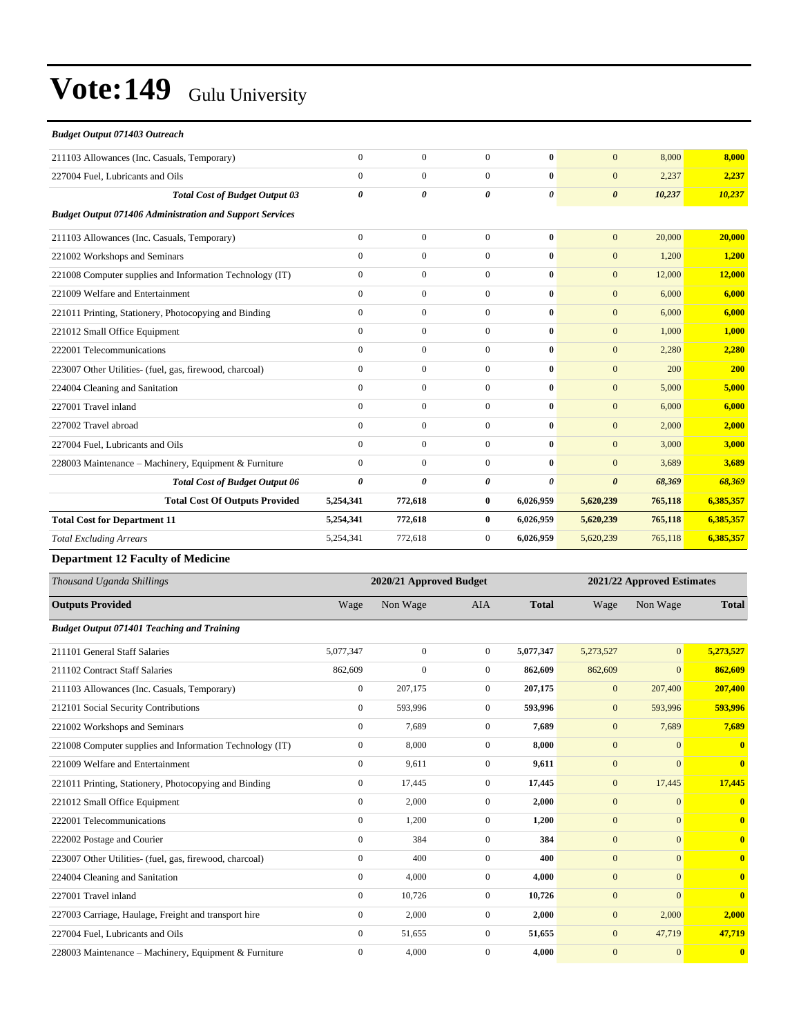# Vote:149 Gulu University

| *Budget Output 071403 Outreach* | | | | | | | |
|---|---|---|---|---|---|---|---|
| 211103 Allowances (Inc. Casuals, Temporary) | 0 | 0 | 0 | **0** | 0 | 8,000 | **8,000** |
| 227004 Fuel, Lubricants and Oils | 0 | 0 | 0 | **0** | 0 | 2,237 | **2,237** |
| ***Total Cost of Budget Output 03*** | ***0*** | ***0*** | ***0*** | ***0*** | ***0*** | ***10,237*** | ***10,237*** |
| ***Budget Output 071406 Administration and Support Services*** | | | | | | | |
| 211103 Allowances (Inc. Casuals, Temporary) | 0 | 0 | 0 | **0** | 0 | 20,000 | **20,000** |
| 221002 Workshops and Seminars | 0 | 0 | 0 | **0** | 0 | 1,200 | **1,200** |
| 221008 Computer supplies and Information Technology (IT) | 0 | 0 | 0 | **0** | 0 | 12,000 | **12,000** |
| 221009 Welfare and Entertainment | 0 | 0 | 0 | **0** | 0 | 6,000 | **6,000** |
| 221011 Printing, Stationery, Photocopying and Binding | 0 | 0 | 0 | **0** | 0 | 6,000 | **6,000** |
| 221012 Small Office Equipment | 0 | 0 | 0 | **0** | 0 | 1,000 | **1,000** |
| 222001 Telecommunications | 0 | 0 | 0 | **0** | 0 | 2,280 | **2,280** |
| 223007 Other Utilities- (fuel, gas, firewood, charcoal) | 0 | 0 | 0 | **0** | 0 | 200 | **200** |
| 224004 Cleaning and Sanitation | 0 | 0 | 0 | **0** | 0 | 5,000 | **5,000** |
| 227001 Travel inland | 0 | 0 | 0 | **0** | 0 | 6,000 | **6,000** |
| 227002 Travel abroad | 0 | 0 | 0 | **0** | 0 | 2,000 | **2,000** |
| 227004 Fuel, Lubricants and Oils | 0 | 0 | 0 | **0** | 0 | 3,000 | **3,000** |
| 228003 Maintenance – Machinery, Equipment & Furniture | 0 | 0 | 0 | **0** | 0 | 3,689 | **3,689** |
| ***Total Cost of Budget Output 06*** | ***0*** | ***0*** | ***0*** | ***0*** | ***0*** | ***68,369*** | ***68,369*** |
| **Total Cost Of Outputs Provided** | **5,254,341** | **772,618** | **0** | **6,026,959** | **5,620,239** | **765,118** | **6,385,357** |
| **Total Cost for Department 11** | **5,254,341** | **772,618** | **0** | **6,026,959** | **5,620,239** | **765,118** | **6,385,357** |
| *Total Excluding Arrears* | 5,254,341 | 772,618 | 0 | **6,026,959** | 5,620,239 | 765,118 | **6,385,357** |

### Department 12 Faculty of Medicine

| *Thousand Uganda Shillings* | 2020/21 Approved Budget | | | | 2021/22 Approved Estimates | | |
|---|---|---|---|---|---|---|---|
| **Outputs Provided** | Wage | Non Wage | AIA | **Total** | Wage | Non Wage | **Total** |
| ***Budget Output 071401 Teaching and Training*** | | | | | | | |
| 211101 General Staff Salaries | 5,077,347 | 0 | 0 | **5,077,347** | 5,273,527 | 0 | **5,273,527** |
| 211102 Contract Staff Salaries | 862,609 | 0 | 0 | **862,609** | 862,609 | 0 | **862,609** |
| 211103 Allowances (Inc. Casuals, Temporary) | 0 | 207,175 | 0 | **207,175** | 0 | 207,400 | **207,400** |
| 212101 Social Security Contributions | 0 | 593,996 | 0 | **593,996** | 0 | 593,996 | **593,996** |
| 221002 Workshops and Seminars | 0 | 7,689 | 0 | **7,689** | 0 | 7,689 | **7,689** |
| 221008 Computer supplies and Information Technology (IT) | 0 | 8,000 | 0 | **8,000** | 0 | 0 | **0** |
| 221009 Welfare and Entertainment | 0 | 9,611 | 0 | **9,611** | 0 | 0 | **0** |
| 221011 Printing, Stationery, Photocopying and Binding | 0 | 17,445 | 0 | **17,445** | 0 | 17,445 | **17,445** |
| 221012 Small Office Equipment | 0 | 2,000 | 0 | **2,000** | 0 | 0 | **0** |
| 222001 Telecommunications | 0 | 1,200 | 0 | **1,200** | 0 | 0 | **0** |
| 222002 Postage and Courier | 0 | 384 | 0 | **384** | 0 | 0 | **0** |
| 223007 Other Utilities- (fuel, gas, firewood, charcoal) | 0 | 400 | 0 | **400** | 0 | 0 | **0** |
| 224004 Cleaning and Sanitation | 0 | 4,000 | 0 | **4,000** | 0 | 0 | **0** |
| 227001 Travel inland | 0 | 10,726 | 0 | **10,726** | 0 | 0 | **0** |
| 227003 Carriage, Haulage, Freight and transport hire | 0 | 2,000 | 0 | **2,000** | 0 | 2,000 | **2,000** |
| 227004 Fuel, Lubricants and Oils | 0 | 51,655 | 0 | **51,655** | 0 | 47,719 | **47,719** |
| 228003 Maintenance – Machinery, Equipment & Furniture | 0 | 4,000 | 0 | **4,000** | 0 | 0 | **0** |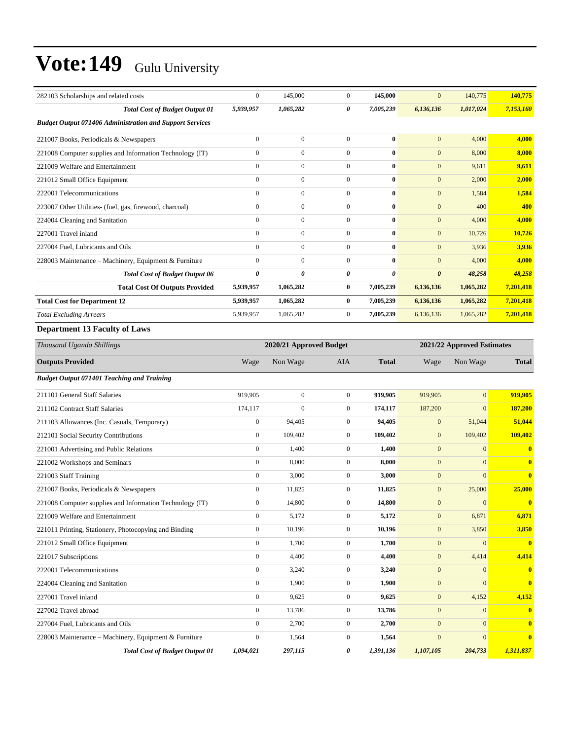# Vote:149 Gulu University

| | | | | | | | |
|---|---|---|---|---|---|---|---|
| 282103 Scholarships and related costs | 0 | 145,000 | 0 | **145,000** | 0 | 140,775 | **140,775** |
| ***Total Cost of Budget Output 01*** | ***5,939,957*** | ***1,065,282*** | ***0*** | ***7,005,239*** | ***6,136,136*** | ***1,017,024*** | ***7,153,160*** |
| ***Budget Output 071406 Administration and Support Services*** | | | | | | | |
| 221007 Books, Periodicals & Newspapers | 0 | 0 | 0 | **0** | 0 | 4,000 | **4,000** |
| 221008 Computer supplies and Information Technology (IT) | 0 | 0 | 0 | **0** | 0 | 8,000 | **8,000** |
| 221009 Welfare and Entertainment | 0 | 0 | 0 | **0** | 0 | 9,611 | **9,611** |
| 221012 Small Office Equipment | 0 | 0 | 0 | **0** | 0 | 2,000 | **2,000** |
| 222001 Telecommunications | 0 | 0 | 0 | **0** | 0 | 1,584 | **1,584** |
| 223007 Other Utilities- (fuel, gas, firewood, charcoal) | 0 | 0 | 0 | **0** | 0 | 400 | **400** |
| 224004 Cleaning and Sanitation | 0 | 0 | 0 | **0** | 0 | 4,000 | **4,000** |
| 227001 Travel inland | 0 | 0 | 0 | **0** | 0 | 10,726 | **10,726** |
| 227004 Fuel, Lubricants and Oils | 0 | 0 | 0 | **0** | 0 | 3,936 | **3,936** |
| 228003 Maintenance – Machinery, Equipment & Furniture | 0 | 0 | 0 | **0** | 0 | 4,000 | **4,000** |
| ***Total Cost of Budget Output 06*** | ***0*** | ***0*** | ***0*** | ***0*** | ***0*** | ***48,258*** | ***48,258*** |
| **Total Cost Of Outputs Provided** | **5,939,957** | **1,065,282** | **0** | **7,005,239** | **6,136,136** | **1,065,282** | **7,201,418** |
| **Total Cost for Department 12** | **5,939,957** | **1,065,282** | **0** | **7,005,239** | **6,136,136** | **1,065,282** | **7,201,418** |
| *Total Excluding Arrears* | 5,939,957 | 1,065,282 | 0 | 7,005,239 | 6,136,136 | 1,065,282 | 7,201,418 |

### Department 13 Faculty of Laws

| *Thousand Uganda Shillings* | 2020/21 Approved Budget | | | | 2021/22 Approved Estimates | | |
|---|---|---|---|---|---|---|---|
| **Outputs Provided** | Wage | Non Wage | AIA | **Total** | Wage | Non Wage | **Total** |
| ***Budget Output 071401 Teaching and Training*** | | | | | | | |
| 211101 General Staff Salaries | 919,905 | 0 | 0 | **919,905** | 919,905 | 0 | **919,905** |
| 211102 Contract Staff Salaries | 174,117 | 0 | 0 | **174,117** | 187,200 | 0 | **187,200** |
| 211103 Allowances (Inc. Casuals, Temporary) | 0 | 94,405 | 0 | **94,405** | 0 | 51,044 | **51,044** |
| 212101 Social Security Contributions | 0 | 109,402 | 0 | **109,402** | 0 | 109,402 | **109,402** |
| 221001 Advertising and Public Relations | 0 | 1,400 | 0 | **1,400** | 0 | 0 | **0** |
| 221002 Workshops and Seminars | 0 | 8,000 | 0 | **8,000** | 0 | 0 | **0** |
| 221003 Staff Training | 0 | 3,000 | 0 | **3,000** | 0 | 0 | **0** |
| 221007 Books, Periodicals & Newspapers | 0 | 11,825 | 0 | **11,825** | 0 | 25,000 | **25,000** |
| 221008 Computer supplies and Information Technology (IT) | 0 | 14,800 | 0 | **14,800** | 0 | 0 | **0** |
| 221009 Welfare and Entertainment | 0 | 5,172 | 0 | **5,172** | 0 | 6,871 | **6,871** |
| 221011 Printing, Stationery, Photocopying and Binding | 0 | 10,196 | 0 | **10,196** | 0 | 3,850 | **3,850** |
| 221012 Small Office Equipment | 0 | 1,700 | 0 | **1,700** | 0 | 0 | **0** |
| 221017 Subscriptions | 0 | 4,400 | 0 | **4,400** | 0 | 4,414 | **4,414** |
| 222001 Telecommunications | 0 | 3,240 | 0 | **3,240** | 0 | 0 | **0** |
| 224004 Cleaning and Sanitation | 0 | 1,900 | 0 | **1,900** | 0 | 0 | **0** |
| 227001 Travel inland | 0 | 9,625 | 0 | **9,625** | 0 | 4,152 | **4,152** |
| 227002 Travel abroad | 0 | 13,786 | 0 | **13,786** | 0 | 0 | **0** |
| 227004 Fuel, Lubricants and Oils | 0 | 2,700 | 0 | **2,700** | 0 | 0 | **0** |
| 228003 Maintenance – Machinery, Equipment & Furniture | 0 | 1,564 | 0 | **1,564** | 0 | 0 | **0** |
| ***Total Cost of Budget Output 01*** | ***1,094,021*** | ***297,115*** | ***0*** | ***1,391,136*** | ***1,107,105*** | ***204,733*** | ***1,311,837*** |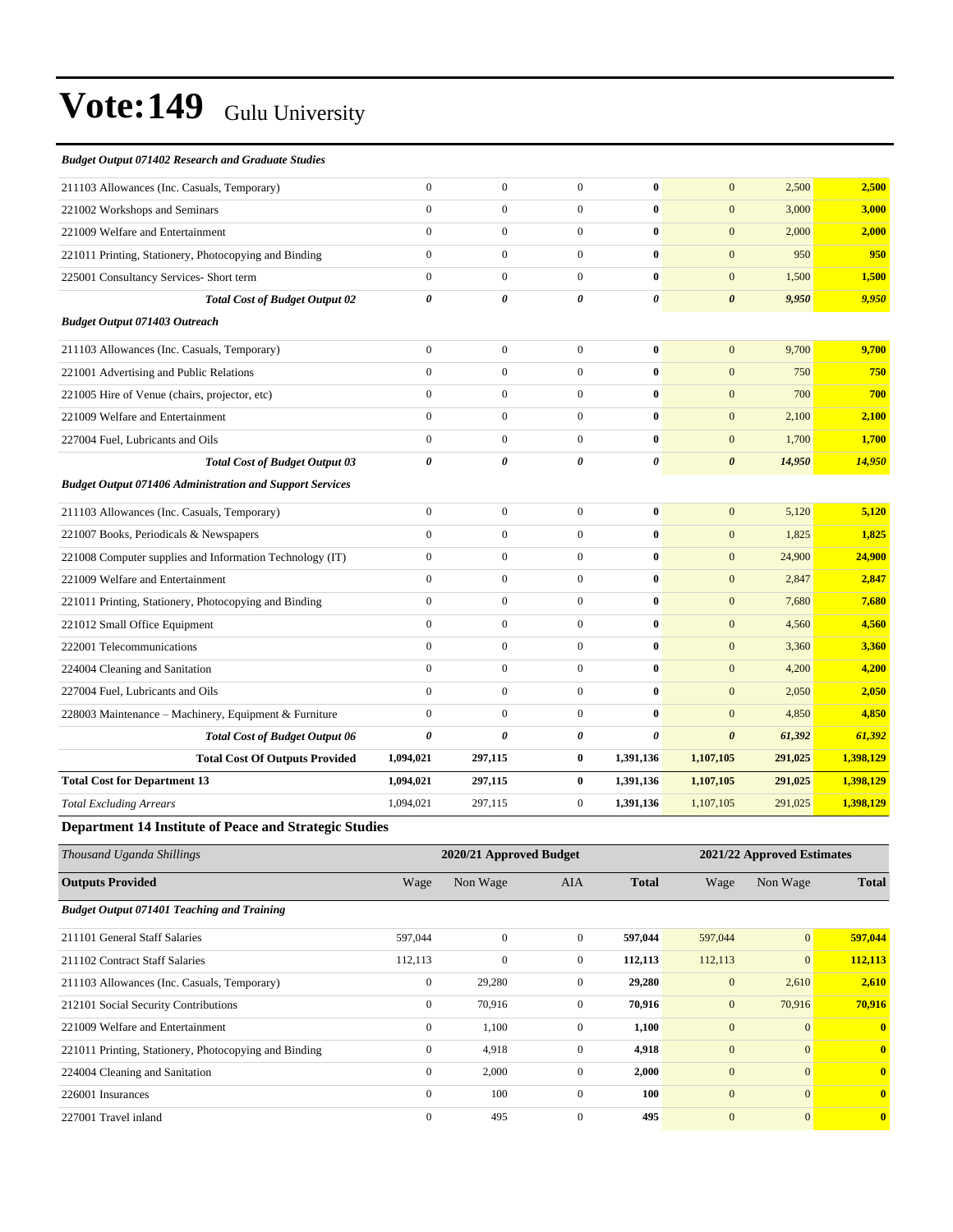# Vote:149 Gulu University

| | | | | | | | |
|---|---|---|---|---|---|---|---|
| ***Budget Output 071402 Research and Graduate Studies*** | | | | | | | |
| 211103 Allowances (Inc. Casuals, Temporary) | 0 | 0 | 0 | **0** | 0 | 2,500 | **2,500** |
| 221002 Workshops and Seminars | 0 | 0 | 0 | **0** | 0 | 3,000 | **3,000** |
| 221009 Welfare and Entertainment | 0 | 0 | 0 | **0** | 0 | 2,000 | **2,000** |
| 221011 Printing, Stationery, Photocopying and Binding | 0 | 0 | 0 | **0** | 0 | 950 | **950** |
| 225001 Consultancy Services- Short term | 0 | 0 | 0 | **0** | 0 | 1,500 | **1,500** |
| ***Total Cost of Budget Output 02*** | ***0*** | ***0*** | ***0*** | ***0*** | ***0*** | ***9,950*** | ***9,950*** |
| ***Budget Output 071403 Outreach*** | | | | | | | |
| 211103 Allowances (Inc. Casuals, Temporary) | 0 | 0 | 0 | **0** | 0 | 9,700 | **9,700** |
| 221001 Advertising and Public Relations | 0 | 0 | 0 | **0** | 0 | 750 | **750** |
| 221005 Hire of Venue (chairs, projector, etc) | 0 | 0 | 0 | **0** | 0 | 700 | **700** |
| 221009 Welfare and Entertainment | 0 | 0 | 0 | **0** | 0 | 2,100 | **2,100** |
| 227004 Fuel, Lubricants and Oils | 0 | 0 | 0 | **0** | 0 | 1,700 | **1,700** |
| ***Total Cost of Budget Output 03*** | ***0*** | ***0*** | ***0*** | ***0*** | ***0*** | ***14,950*** | ***14,950*** |
| ***Budget Output 071406 Administration and Support Services*** | | | | | | | |
| 211103 Allowances (Inc. Casuals, Temporary) | 0 | 0 | 0 | **0** | 0 | 5,120 | **5,120** |
| 221007 Books, Periodicals & Newspapers | 0 | 0 | 0 | **0** | 0 | 1,825 | **1,825** |
| 221008 Computer supplies and Information Technology (IT) | 0 | 0 | 0 | **0** | 0 | 24,900 | **24,900** |
| 221009 Welfare and Entertainment | 0 | 0 | 0 | **0** | 0 | 2,847 | **2,847** |
| 221011 Printing, Stationery, Photocopying and Binding | 0 | 0 | 0 | **0** | 0 | 7,680 | **7,680** |
| 221012 Small Office Equipment | 0 | 0 | 0 | **0** | 0 | 4,560 | **4,560** |
| 222001 Telecommunications | 0 | 0 | 0 | **0** | 0 | 3,360 | **3,360** |
| 224004 Cleaning and Sanitation | 0 | 0 | 0 | **0** | 0 | 4,200 | **4,200** |
| 227004 Fuel, Lubricants and Oils | 0 | 0 | 0 | **0** | 0 | 2,050 | **2,050** |
| 228003 Maintenance – Machinery, Equipment & Furniture | 0 | 0 | 0 | **0** | 0 | 4,850 | **4,850** |
| ***Total Cost of Budget Output 06*** | ***0*** | ***0*** | ***0*** | ***0*** | ***0*** | ***61,392*** | ***61,392*** |
| **Total Cost Of Outputs Provided** | **1,094,021** | **297,115** | **0** | **1,391,136** | **1,107,105** | **291,025** | **1,398,129** |
| **Total Cost for Department 13** | **1,094,021** | **297,115** | **0** | **1,391,136** | **1,107,105** | **291,025** | **1,398,129** |
| *Total Excluding Arrears* | 1,094,021 | 297,115 | 0 | **1,391,136** | 1,107,105 | 291,025 | **1,398,129** |

## Department 14 Institute of Peace and Strategic Studies

| *Thousand Uganda Shillings* | 2020/21 Approved Budget | | | | 2021/22 Approved Estimates | | |
|---|---|---|---|---|---|---|---|
| **Outputs Provided** | Wage | Non Wage | AIA | **Total** | Wage | Non Wage | **Total** |
| ***Budget Output 071401 Teaching and Training*** | | | | | | | |
| 211101 General Staff Salaries | 597,044 | 0 | 0 | **597,044** | 597,044 | 0 | **597,044** |
| 211102 Contract Staff Salaries | 112,113 | 0 | 0 | **112,113** | 112,113 | 0 | **112,113** |
| 211103 Allowances (Inc. Casuals, Temporary) | 0 | 29,280 | 0 | **29,280** | 0 | 2,610 | **2,610** |
| 212101 Social Security Contributions | 0 | 70,916 | 0 | **70,916** | 0 | 70,916 | **70,916** |
| 221009 Welfare and Entertainment | 0 | 1,100 | 0 | **1,100** | 0 | 0 | **0** |
| 221011 Printing, Stationery, Photocopying and Binding | 0 | 4,918 | 0 | **4,918** | 0 | 0 | **0** |
| 224004 Cleaning and Sanitation | 0 | 2,000 | 0 | **2,000** | 0 | 0 | **0** |
| 226001 Insurances | 0 | 100 | 0 | **100** | 0 | 0 | **0** |
| 227001 Travel inland | 0 | 495 | 0 | **495** | 0 | 0 | **0** |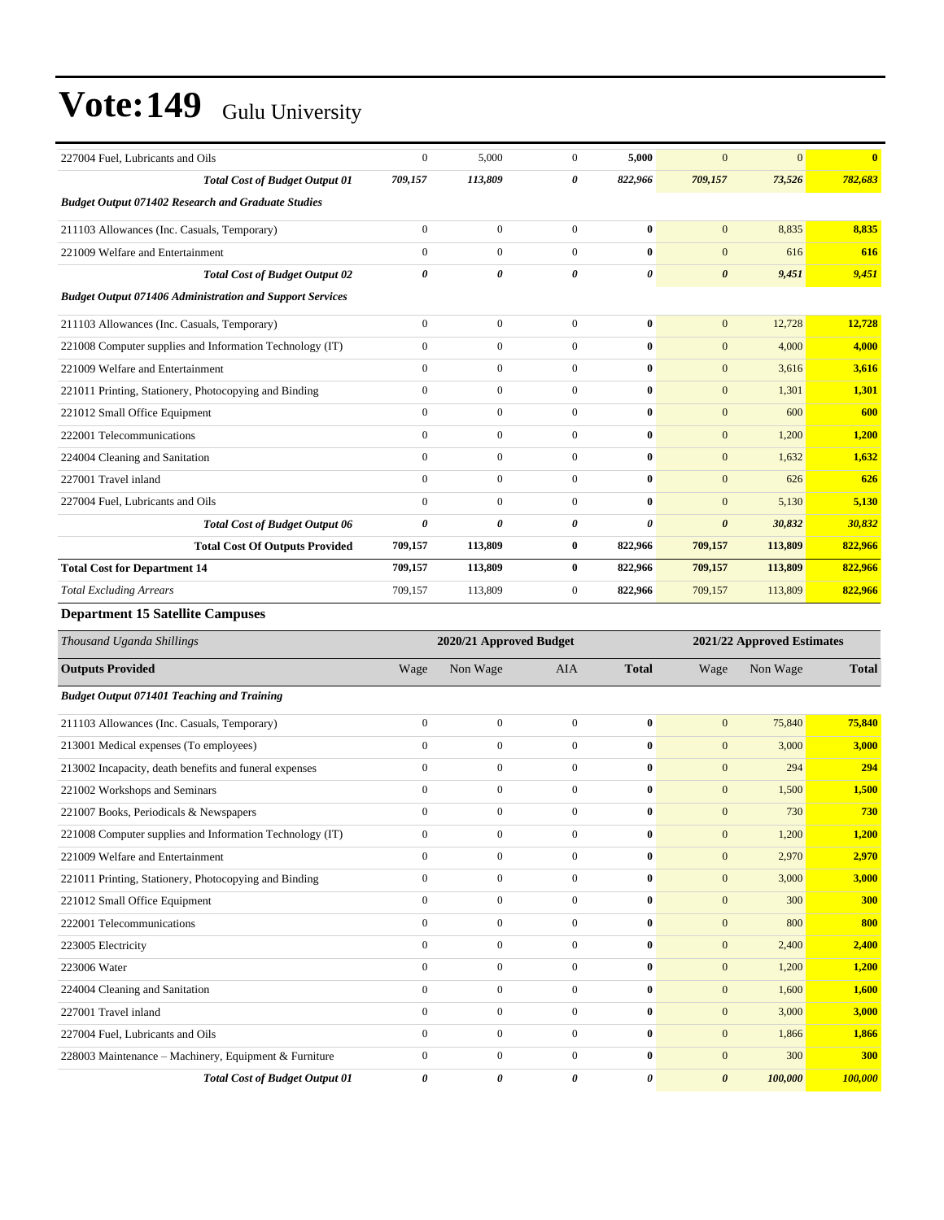| | | | | | | | |
|---|---|---|---|---|---|---|---|
| 227004 Fuel, Lubricants and Oils | 0 | 5,000 | 0 | **5,000** | 0 | 0 | **0** |
| ***Total Cost of Budget Output 01*** | ***709,157*** | ***113,809*** | ***0*** | ***822,966*** | ***709,157*** | ***73,526*** | ***782,683*** |
| ***Budget Output 071402 Research and Graduate Studies*** | | | | | | | |
| 211103 Allowances (Inc. Casuals, Temporary) | 0 | 0 | 0 | **0** | 0 | 8,835 | **8,835** |
| 221009 Welfare and Entertainment | 0 | 0 | 0 | **0** | 0 | 616 | **616** |
| ***Total Cost of Budget Output 02*** | ***0*** | ***0*** | ***0*** | ***0*** | ***0*** | ***9,451*** | ***9,451*** |
| ***Budget Output 071406 Administration and Support Services*** | | | | | | | |
| 211103 Allowances (Inc. Casuals, Temporary) | 0 | 0 | 0 | **0** | 0 | 12,728 | **12,728** |
| 221008 Computer supplies and Information Technology (IT) | 0 | 0 | 0 | **0** | 0 | 4,000 | **4,000** |
| 221009 Welfare and Entertainment | 0 | 0 | 0 | **0** | 0 | 3,616 | **3,616** |
| 221011 Printing, Stationery, Photocopying and Binding | 0 | 0 | 0 | **0** | 0 | 1,301 | **1,301** |
| 221012 Small Office Equipment | 0 | 0 | 0 | **0** | 0 | 600 | **600** |
| 222001 Telecommunications | 0 | 0 | 0 | **0** | 0 | 1,200 | **1,200** |
| 224004 Cleaning and Sanitation | 0 | 0 | 0 | **0** | 0 | 1,632 | **1,632** |
| 227001 Travel inland | 0 | 0 | 0 | **0** | 0 | 626 | **626** |
| 227004 Fuel, Lubricants and Oils | 0 | 0 | 0 | **0** | 0 | 5,130 | **5,130** |
| ***Total Cost of Budget Output 06*** | ***0*** | ***0*** | ***0*** | ***0*** | ***0*** | ***30,832*** | ***30,832*** |
| **Total Cost Of Outputs Provided** | **709,157** | **113,809** | **0** | **822,966** | **709,157** | **113,809** | **822,966** |
| **Total Cost for Department 14** | **709,157** | **113,809** | **0** | **822,966** | **709,157** | **113,809** | **822,966** |
| *Total Excluding Arrears* | 709,157 | 113,809 | 0 | **822,966** | 709,157 | 113,809 | **822,966** |

### Department 15 Satellite Campuses

| *Thousand Uganda Shillings* | 2020/21 Approved Budget | | | | 2021/22 Approved Estimates | | |
|---|---|---|---|---|---|---|---|
| **Outputs Provided** | Wage | Non Wage | AIA | **Total** | Wage | Non Wage | **Total** |
| ***Budget Output 071401 Teaching and Training*** | | | | | | | |
| 211103 Allowances (Inc. Casuals, Temporary) | 0 | 0 | 0 | **0** | 0 | 75,840 | **75,840** |
| 213001 Medical expenses (To employees) | 0 | 0 | 0 | **0** | 0 | 3,000 | **3,000** |
| 213002 Incapacity, death benefits and funeral expenses | 0 | 0 | 0 | **0** | 0 | 294 | **294** |
| 221002 Workshops and Seminars | 0 | 0 | 0 | **0** | 0 | 1,500 | **1,500** |
| 221007 Books, Periodicals & Newspapers | 0 | 0 | 0 | **0** | 0 | 730 | **730** |
| 221008 Computer supplies and Information Technology (IT) | 0 | 0 | 0 | **0** | 0 | 1,200 | **1,200** |
| 221009 Welfare and Entertainment | 0 | 0 | 0 | **0** | 0 | 2,970 | **2,970** |
| 221011 Printing, Stationery, Photocopying and Binding | 0 | 0 | 0 | **0** | 0 | 3,000 | **3,000** |
| 221012 Small Office Equipment | 0 | 0 | 0 | **0** | 0 | 300 | **300** |
| 222001 Telecommunications | 0 | 0 | 0 | **0** | 0 | 800 | **800** |
| 223005 Electricity | 0 | 0 | 0 | **0** | 0 | 2,400 | **2,400** |
| 223006 Water | 0 | 0 | 0 | **0** | 0 | 1,200 | **1,200** |
| 224004 Cleaning and Sanitation | 0 | 0 | 0 | **0** | 0 | 1,600 | **1,600** |
| 227001 Travel inland | 0 | 0 | 0 | **0** | 0 | 3,000 | **3,000** |
| 227004 Fuel, Lubricants and Oils | 0 | 0 | 0 | **0** | 0 | 1,866 | **1,866** |
| 228003 Maintenance – Machinery, Equipment & Furniture | 0 | 0 | 0 | **0** | 0 | 300 | **300** |
| ***Total Cost of Budget Output 01*** | ***0*** | ***0*** | ***0*** | ***0*** | ***0*** | ***100,000*** | ***100,000*** |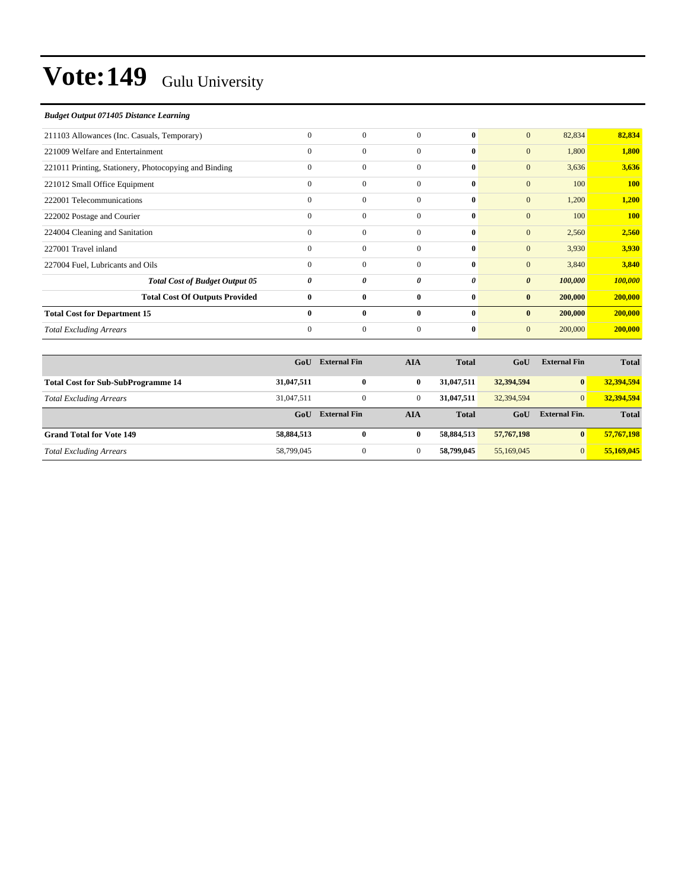# Vote:149 Gulu University

***Budget Output 071405 Distance Learning***

| | | | | | | | |
|---|---|---|---|---|---|---|---|
| 211103 Allowances (Inc. Casuals, Temporary) | 0 | 0 | 0 | **0** | 0 | 82,834 | **82,834** |
| 221009 Welfare and Entertainment | 0 | 0 | 0 | **0** | 0 | 1,800 | **1,800** |
| 221011 Printing, Stationery, Photocopying and Binding | 0 | 0 | 0 | **0** | 0 | 3,636 | **3,636** |
| 221012 Small Office Equipment | 0 | 0 | 0 | **0** | 0 | 100 | **100** |
| 222001 Telecommunications | 0 | 0 | 0 | **0** | 0 | 1,200 | **1,200** |
| 222002 Postage and Courier | 0 | 0 | 0 | **0** | 0 | 100 | **100** |
| 224004 Cleaning and Sanitation | 0 | 0 | 0 | **0** | 0 | 2,560 | **2,560** |
| 227001 Travel inland | 0 | 0 | 0 | **0** | 0 | 3,930 | **3,930** |
| 227004 Fuel, Lubricants and Oils | 0 | 0 | 0 | **0** | 0 | 3,840 | **3,840** |
| ***Total Cost of Budget Output 05*** | ***0*** | ***0*** | ***0*** | ***0*** | ***0*** | ***100,000*** | ***100,000*** |
| **Total Cost Of Outputs Provided** | **0** | **0** | **0** | **0** | **0** | **200,000** | **200,000** |
| **Total Cost for Department 15** | **0** | **0** | **0** | **0** | **0** | **200,000** | **200,000** |
| *Total Excluding Arrears* | 0 | 0 | 0 | **0** | 0 | 200,000 | **200,000** |

| | GoU | External Fin | AIA | Total | GoU | External Fin | Total |
|---|---|---|---|---|---|---|---|
| **Total Cost for Sub-SubProgramme 14** | **31,047,511** | **0** | **0** | **31,047,511** | **32,394,594** | **0** | **32,394,594** |
| *Total Excluding Arrears* | 31,047,511 | 0 | 0 | **31,047,511** | 32,394,594 | 0 | **32,394,594** |
| | **GoU** | **External Fin** | **AIA** | **Total** | **GoU** | **External Fin.** | **Total** |
| **Grand Total for Vote 149** | **58,884,513** | **0** | **0** | **58,884,513** | **57,767,198** | **0** | **57,767,198** |
| *Total Excluding Arrears* | 58,799,045 | 0 | 0 | **58,799,045** | 55,169,045 | 0 | **55,169,045** |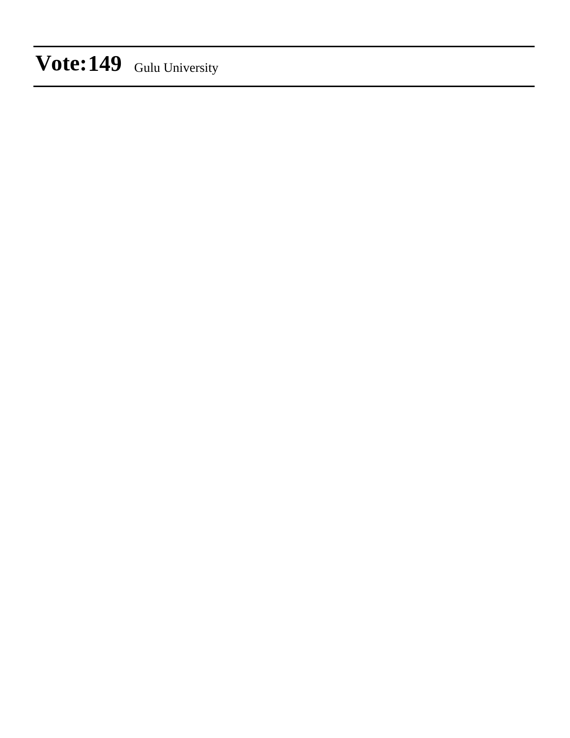# Vote:149 Gulu University